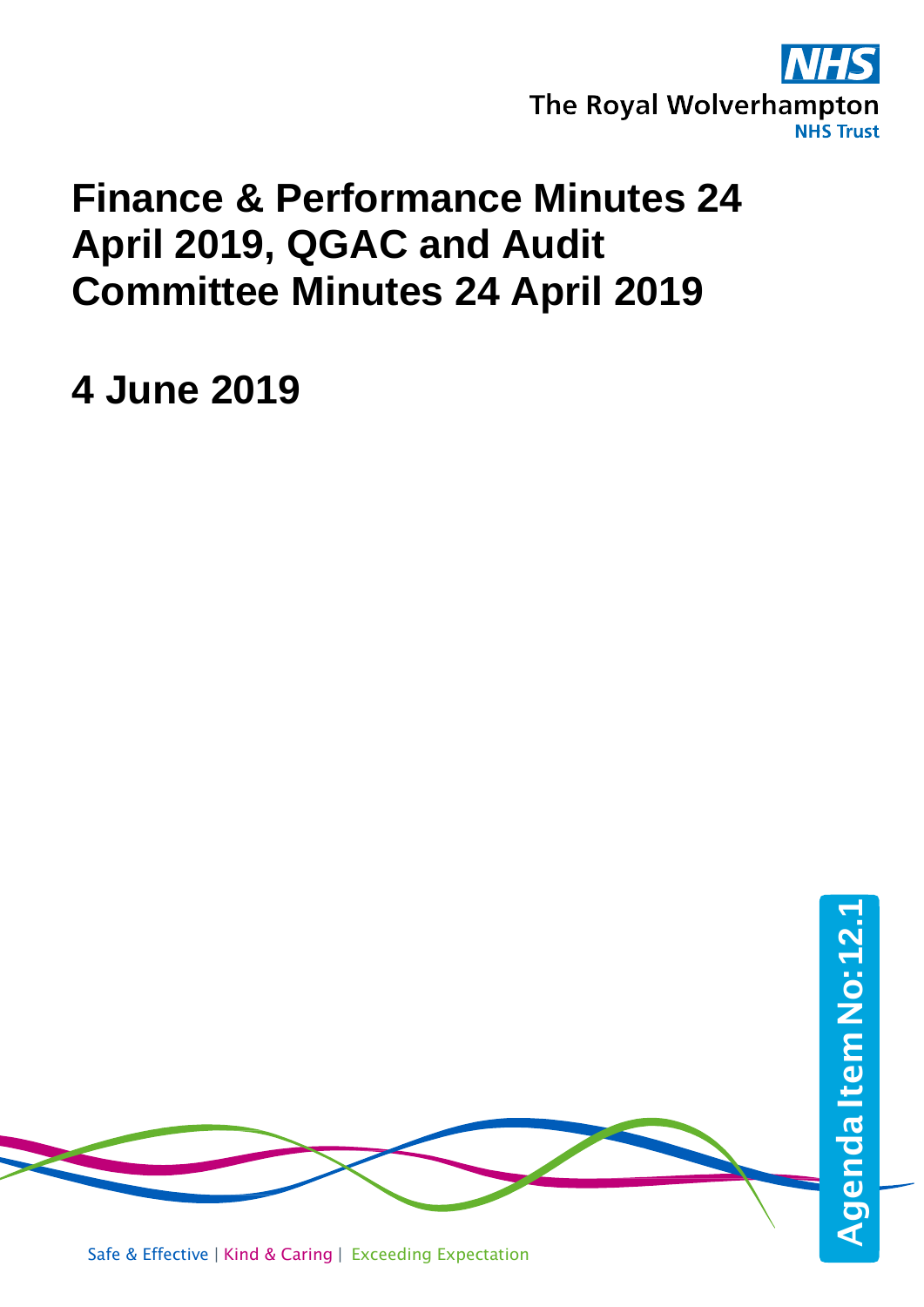The Royal Wolverhampton NHS Trust

# Finance & Performance Minutes 24 April 2019, QGAC and Audit Committee Minutes 24 April 2019

## 4 June 2019

Agenda Item No: 12.1

Safe & Effective | Kind & Caring | Exceeding Expectation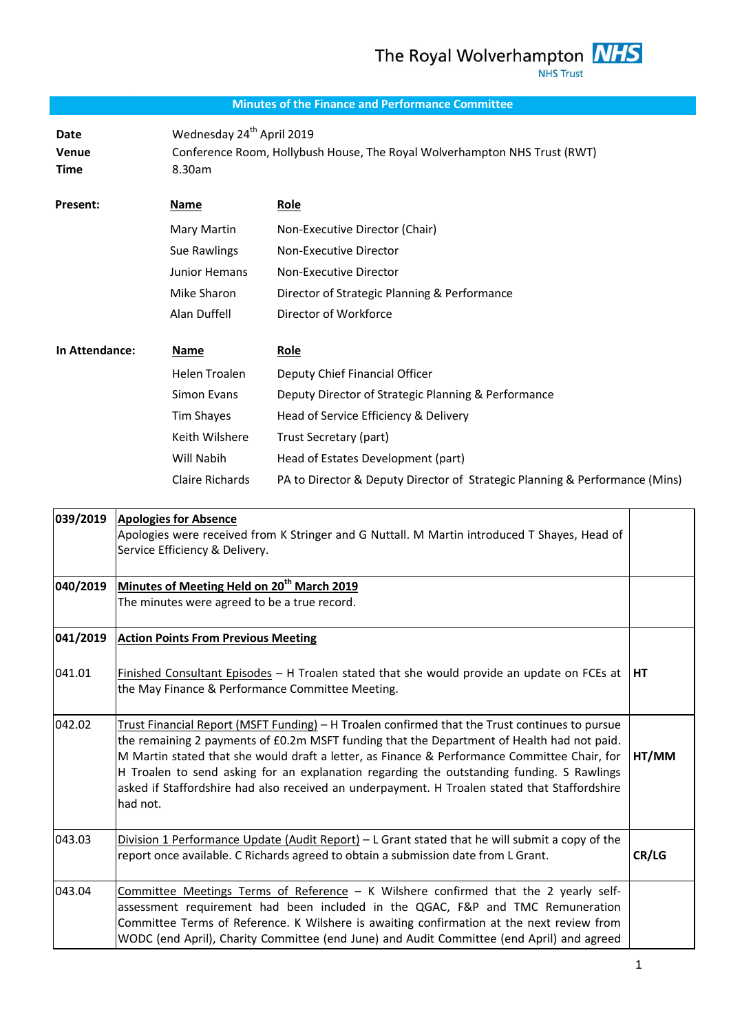The Royal Wolverhampton NHS Trust

**Minutes of the Finance and Performance Committee**

| | |
|---|---|
| **Date** | Wednesday 24th April 2019 |
| **Venue** | Conference Room, Hollybush House, The Royal Wolverhampton NHS Trust (RWT) |
| **Time** | 8.30am |

**Present:**

| Name | Role |
|---|---|
| Mary Martin | Non-Executive Director (Chair) |
| Sue Rawlings | Non-Executive Director |
| Junior Hemans | Non-Executive Director |
| Mike Sharon | Director of Strategic Planning & Performance |
| Alan Duffell | Director of Workforce |

**In Attendance:**

| Name | Role |
|---|---|
| Helen Troalen | Deputy Chief Financial Officer |
| Simon Evans | Deputy Director of Strategic Planning & Performance |
| Tim Shayes | Head of Service Efficiency & Delivery |
| Keith Wilshere | Trust Secretary (part) |
| Will Nabih | Head of Estates Development (part) |
| Claire Richards | PA to Director & Deputy Director of Strategic Planning & Performance (Mins) |

| | | |
|---|---|---|
| **039/2019** | **Apologies for Absence**<br>Apologies were received from K Stringer and G Nuttall. M Martin introduced T Shayes, Head of Service Efficiency & Delivery. | |
| **040/2019** | **Minutes of Meeting Held on 20th March 2019**<br>The minutes were agreed to be a true record. | |
| **041/2019** | **Action Points From Previous Meeting** | |
| 041.01 | Finished Consultant Episodes – H Troalen stated that she would provide an update on FCEs at the May Finance & Performance Committee Meeting. | **HT** |
| 042.02 | Trust Financial Report (MSFT Funding) – H Troalen confirmed that the Trust continues to pursue the remaining 2 payments of £0.2m MSFT funding that the Department of Health had not paid. M Martin stated that she would draft a letter, as Finance & Performance Committee Chair, for H Troalen to send asking for an explanation regarding the outstanding funding. S Rawlings asked if Staffordshire had also received an underpayment. H Troalen stated that Staffordshire had not. | **HT/MM** |
| 043.03 | Division 1 Performance Update (Audit Report) – L Grant stated that he will submit a copy of the report once available. C Richards agreed to obtain a submission date from L Grant. | **CR/LG** |
| 043.04 | Committee Meetings Terms of Reference – K Wilshere confirmed that the 2 yearly self-assessment requirement had been included in the QGAC, F&P and TMC Remuneration Committee Terms of Reference. K Wilshere is awaiting confirmation at the next review from WODC (end April), Charity Committee (end June) and Audit Committee (end April) and agreed | |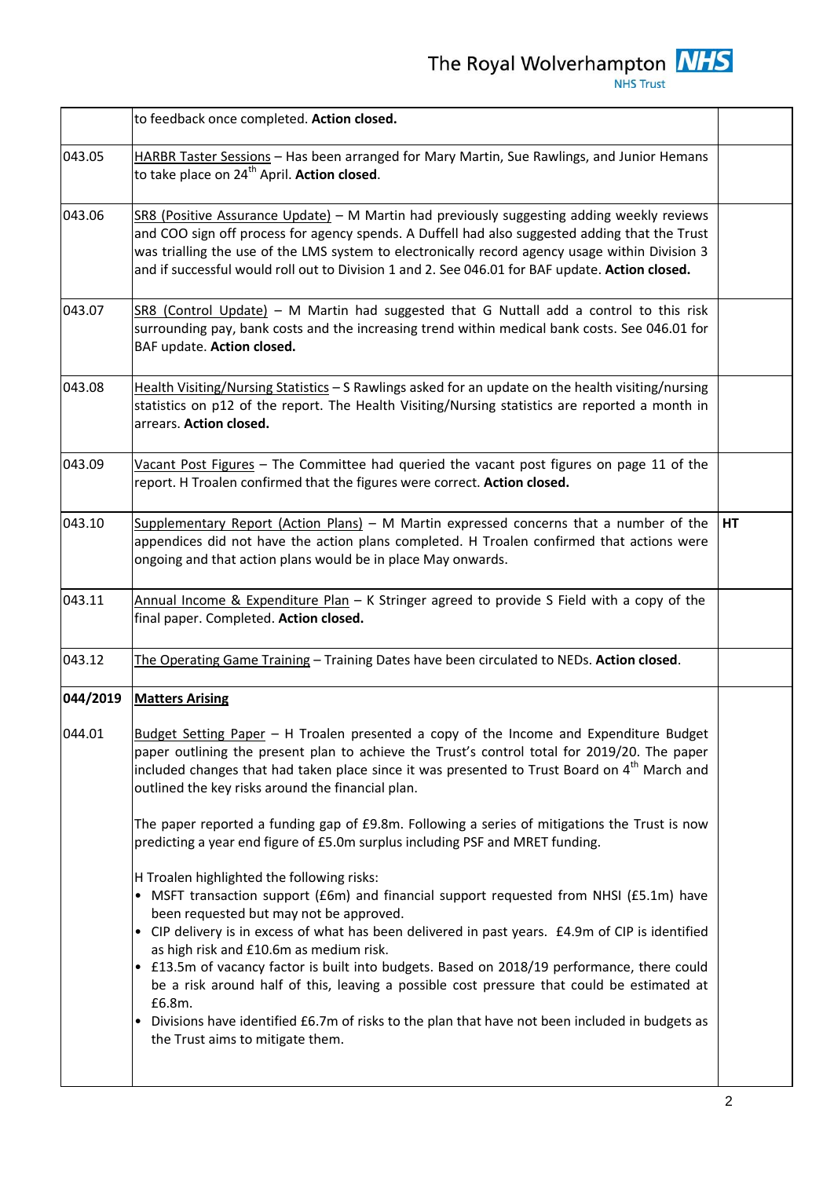| | | |
|---|---|---|
| | to feedback once completed. **Action closed.** | |
| 043.05 | HARBR Taster Sessions – Has been arranged for Mary Martin, Sue Rawlings, and Junior Hemans to take place on 24th April. **Action closed**. | |
| 043.06 | SR8 (Positive Assurance Update) – M Martin had previously suggesting adding weekly reviews and COO sign off process for agency spends. A Duffell had also suggested adding that the Trust was trialling the use of the LMS system to electronically record agency usage within Division 3 and if successful would roll out to Division 1 and 2. See 046.01 for BAF update. **Action closed.** | |
| 043.07 | SR8 (Control Update) – M Martin had suggested that G Nuttall add a control to this risk surrounding pay, bank costs and the increasing trend within medical bank costs. See 046.01 for BAF update. **Action closed.** | |
| 043.08 | Health Visiting/Nursing Statistics – S Rawlings asked for an update on the health visiting/nursing statistics on p12 of the report. The Health Visiting/Nursing statistics are reported a month in arrears. **Action closed.** | |
| 043.09 | Vacant Post Figures – The Committee had queried the vacant post figures on page 11 of the report. H Troalen confirmed that the figures were correct. **Action closed.** | |
| 043.10 | Supplementary Report (Action Plans) – M Martin expressed concerns that a number of the appendices did not have the action plans completed. H Troalen confirmed that actions were ongoing and that action plans would be in place May onwards. | **HT** |
| 043.11 | Annual Income & Expenditure Plan – K Stringer agreed to provide S Field with a copy of the final paper. Completed. **Action closed.** | |
| 043.12 | The Operating Game Training – Training Dates have been circulated to NEDs. **Action closed**. | |
| **044/2019** | **Matters Arising** | |
| 044.01 | Budget Setting Paper – H Troalen presented a copy of the Income and Expenditure Budget paper outlining the present plan to achieve the Trust's control total for 2019/20. The paper included changes that had taken place since it was presented to Trust Board on 4th March and outlined the key risks around the financial plan.<br><br>The paper reported a funding gap of £9.8m. Following a series of mitigations the Trust is now predicting a year end figure of £5.0m surplus including PSF and MRET funding.<br><br>H Troalen highlighted the following risks:<br>• MSFT transaction support (£6m) and financial support requested from NHSI (£5.1m) have been requested but may not be approved.<br>• CIP delivery is in excess of what has been delivered in past years. £4.9m of CIP is identified as high risk and £10.6m as medium risk.<br>• £13.5m of vacancy factor is built into budgets. Based on 2018/19 performance, there could be a risk around half of this, leaving a possible cost pressure that could be estimated at £6.8m.<br>• Divisions have identified £6.7m of risks to the plan that have not been included in budgets as the Trust aims to mitigate them. | |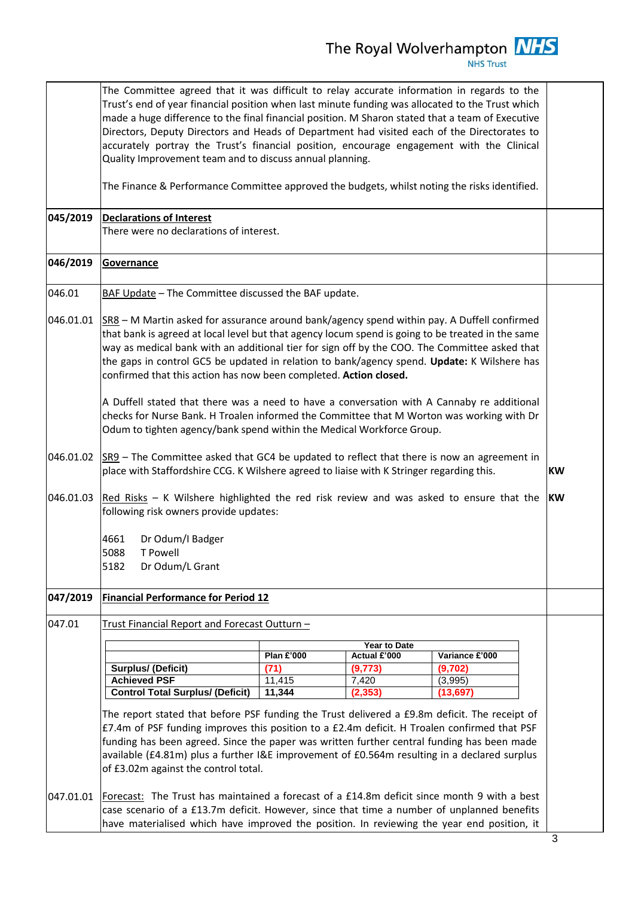| | | |
|---|---|---|
| | The Committee agreed that it was difficult to relay accurate information in regards to the Trust's end of year financial position when last minute funding was allocated to the Trust which made a huge difference to the final financial position. M Sharon stated that a team of Executive Directors, Deputy Directors and Heads of Department had visited each of the Directorates to accurately portray the Trust's financial position, encourage engagement with the Clinical Quality Improvement team and to discuss annual planning.<br><br>The Finance & Performance Committee approved the budgets, whilst noting the risks identified. | |
| **045/2019** | **Declarations of Interest**<br>There were no declarations of interest. | |
| **046/2019** | **Governance** | |
| 046.01 | BAF Update – The Committee discussed the BAF update. | |
| 046.01.01 | SR8 – M Martin asked for assurance around bank/agency spend within pay. A Duffell confirmed that bank is agreed at local level but that agency locum spend is going to be treated in the same way as medical bank with an additional tier for sign off by the COO. The Committee asked that the gaps in control GC5 be updated in relation to bank/agency spend. **Update:** K Wilshere has confirmed that this action has now been completed. **Action closed.**<br><br>A Duffell stated that there was a need to have a conversation with A Cannaby re additional checks for Nurse Bank. H Troalen informed the Committee that M Worton was working with Dr Odum to tighten agency/bank spend within the Medical Workforce Group. | |
| 046.01.02 | SR9 – The Committee asked that GC4 be updated to reflect that there is now an agreement in place with Staffordshire CCG. K Wilshere agreed to liaise with K Stringer regarding this. | **KW** |
| 046.01.03 | Red Risks – K Wilshere highlighted the red risk review and was asked to ensure that the following risk owners provide updates:<br><br>4661 Dr Odum/I Badger<br>5088 T Powell<br>5182 Dr Odum/L Grant | **KW** |
| **047/2019** | **Financial Performance for Period 12** | |
| 047.01 | Trust Financial Report and Forecast Outturn – | |

| | Year to Date | | |
|---|---|---|---|
| | **Plan £'000** | **Actual £'000** | **Variance £'000** |
| **Surplus/ (Deficit)** | (71) | (9,773) | (9,702) |
| **Achieved PSF** | 11,415 | 7,420 | (3,995) |
| **Control Total Surplus/ (Deficit)** | **11,344** | (2,353) | (13,697) |

The report stated that before PSF funding the Trust delivered a £9.8m deficit. The receipt of £7.4m of PSF funding improves this position to a £2.4m deficit. H Troalen confirmed that PSF funding has been agreed. Since the paper was written further central funding has been made available (£4.81m) plus a further I&E improvement of £0.564m resulting in a declared surplus of £3.02m against the control total.

047.01.01 Forecast: The Trust has maintained a forecast of a £14.8m deficit since month 9 with a best case scenario of a £13.7m deficit. However, since that time a number of unplanned benefits have materialised which have improved the position. In reviewing the year end position, it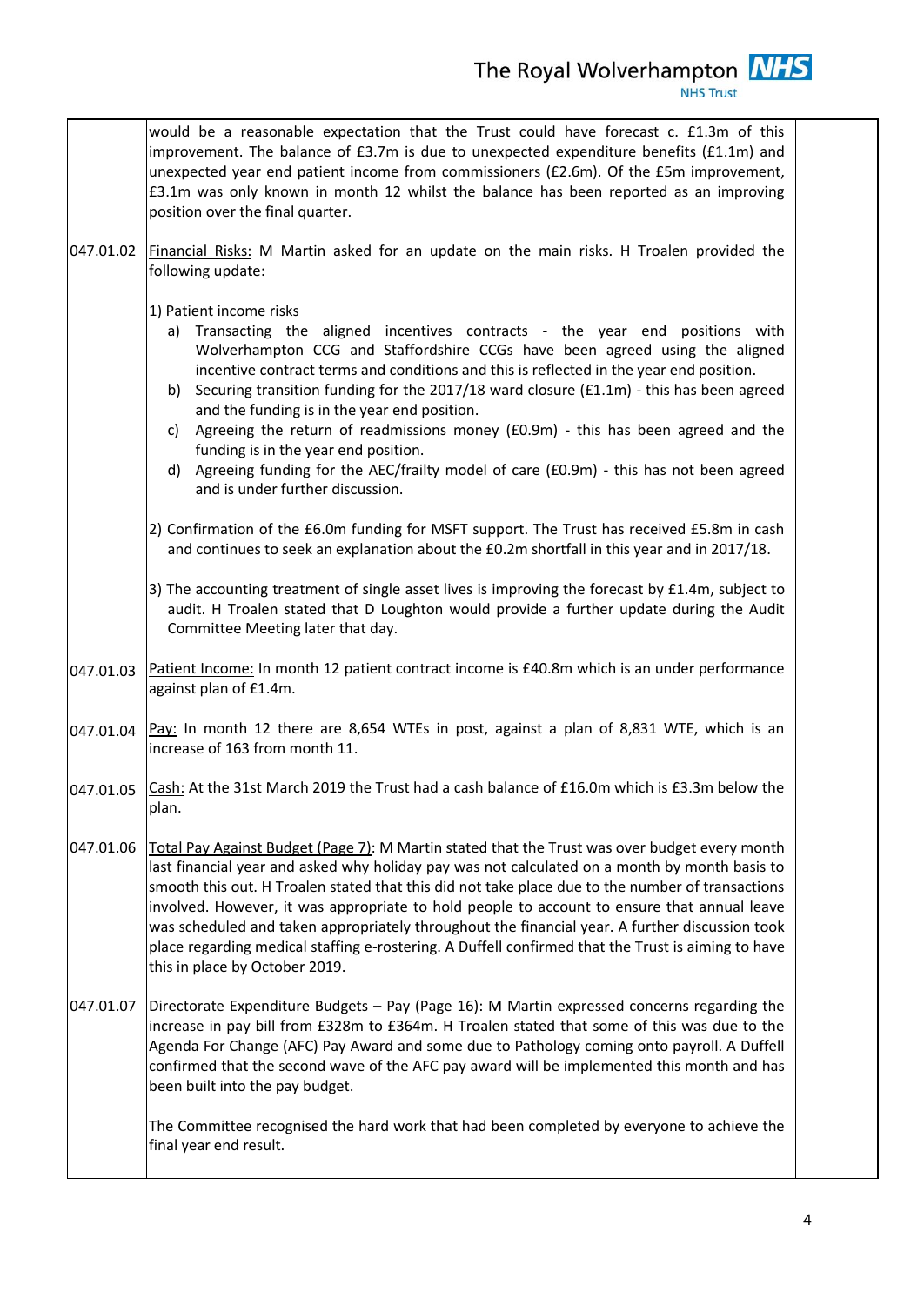| | | |
|---|---|---|
| | would be a reasonable expectation that the Trust could have forecast c. £1.3m of this improvement. The balance of £3.7m is due to unexpected expenditure benefits (£1.1m) and unexpected year end patient income from commissioners (£2.6m). Of the £5m improvement, £3.1m was only known in month 12 whilst the balance has been reported as an improving position over the final quarter. | |
| 047.01.02 | Financial Risks: M Martin asked for an update on the main risks. H Troalen provided the following update:<br><br>1) Patient income risks<br>a) Transacting the aligned incentives contracts - the year end positions with Wolverhampton CCG and Staffordshire CCGs have been agreed using the aligned incentive contract terms and conditions and this is reflected in the year end position.<br>b) Securing transition funding for the 2017/18 ward closure (£1.1m) - this has been agreed and the funding is in the year end position.<br>c) Agreeing the return of readmissions money (£0.9m) - this has been agreed and the funding is in the year end position.<br>d) Agreeing funding for the AEC/frailty model of care (£0.9m) - this has not been agreed and is under further discussion.<br><br>2) Confirmation of the £6.0m funding for MSFT support. The Trust has received £5.8m in cash and continues to seek an explanation about the £0.2m shortfall in this year and in 2017/18.<br><br>3) The accounting treatment of single asset lives is improving the forecast by £1.4m, subject to audit. H Troalen stated that D Loughton would provide a further update during the Audit Committee Meeting later that day. | |
| 047.01.03 | Patient Income: In month 12 patient contract income is £40.8m which is an under performance against plan of £1.4m. | |
| 047.01.04 | Pay: In month 12 there are 8,654 WTEs in post, against a plan of 8,831 WTE, which is an increase of 163 from month 11. | |
| 047.01.05 | Cash: At the 31st March 2019 the Trust had a cash balance of £16.0m which is £3.3m below the plan. | |
| 047.01.06 | Total Pay Against Budget (Page 7): M Martin stated that the Trust was over budget every month last financial year and asked why holiday pay was not calculated on a month by month basis to smooth this out. H Troalen stated that this did not take place due to the number of transactions involved. However, it was appropriate to hold people to account to ensure that annual leave was scheduled and taken appropriately throughout the financial year. A further discussion took place regarding medical staffing e-rostering. A Duffell confirmed that the Trust is aiming to have this in place by October 2019. | |
| 047.01.07 | Directorate Expenditure Budgets – Pay (Page 16): M Martin expressed concerns regarding the increase in pay bill from £328m to £364m. H Troalen stated that some of this was due to the Agenda For Change (AFC) Pay Award and some due to Pathology coming onto payroll. A Duffell confirmed that the second wave of the AFC pay award will be implemented this month and has been built into the pay budget.<br><br>The Committee recognised the hard work that had been completed by everyone to achieve the final year end result. | |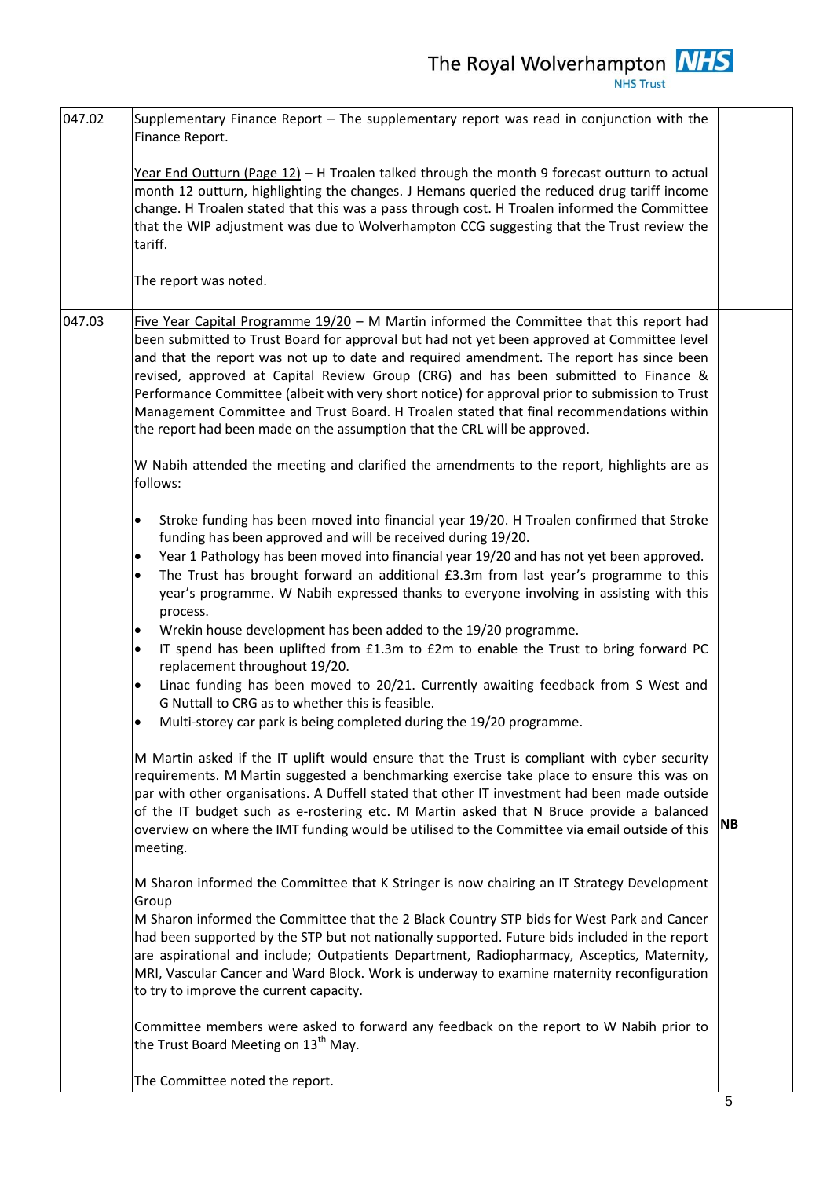| | | |
|---|---|---|
| 047.02 | Supplementary Finance Report – The supplementary report was read in conjunction with the Finance Report.<br><br>Year End Outturn (Page 12) – H Troalen talked through the month 9 forecast outturn to actual month 12 outturn, highlighting the changes. J Hemans queried the reduced drug tariff income change. H Troalen stated that this was a pass through cost. H Troalen informed the Committee that the WIP adjustment was due to Wolverhampton CCG suggesting that the Trust review the tariff.<br><br>The report was noted. | |
| 047.03 | Five Year Capital Programme 19/20 – M Martin informed the Committee that this report had been submitted to Trust Board for approval but had not yet been approved at Committee level and that the report was not up to date and required amendment. The report has since been revised, approved at Capital Review Group (CRG) and has been submitted to Finance & Performance Committee (albeit with very short notice) for approval prior to submission to Trust Management Committee and Trust Board. H Troalen stated that final recommendations within the report had been made on the assumption that the CRL will be approved.<br><br>W Nabih attended the meeting and clarified the amendments to the report, highlights are as follows:<br><br>• Stroke funding has been moved into financial year 19/20. H Troalen confirmed that Stroke funding has been approved and will be received during 19/20.<br>• Year 1 Pathology has been moved into financial year 19/20 and has not yet been approved.<br>• The Trust has brought forward an additional £3.3m from last year's programme to this year's programme. W Nabih expressed thanks to everyone involving in assisting with this process.<br>• Wrekin house development has been added to the 19/20 programme.<br>• IT spend has been uplifted from £1.3m to £2m to enable the Trust to bring forward PC replacement throughout 19/20.<br>• Linac funding has been moved to 20/21. Currently awaiting feedback from S West and G Nuttall to CRG as to whether this is feasible.<br>• Multi-storey car park is being completed during the 19/20 programme.<br><br>M Martin asked if the IT uplift would ensure that the Trust is compliant with cyber security requirements. M Martin suggested a benchmarking exercise take place to ensure this was on par with other organisations. A Duffell stated that other IT investment had been made outside of the IT budget such as e-rostering etc. M Martin asked that N Bruce provide a balanced overview on where the IMT funding would be utilised to the Committee via email outside of this meeting.<br><br>M Sharon informed the Committee that K Stringer is now chairing an IT Strategy Development Group<br>M Sharon informed the Committee that the 2 Black Country STP bids for West Park and Cancer had been supported by the STP but not nationally supported. Future bids included in the report are aspirational and include; Outpatients Department, Radiopharmacy, Asceptics, Maternity, MRI, Vascular Cancer and Ward Block. Work is underway to examine maternity reconfiguration to try to improve the current capacity.<br><br>Committee members were asked to forward any feedback on the report to W Nabih prior to the Trust Board Meeting on 13th May.<br><br>The Committee noted the report. | **NB** |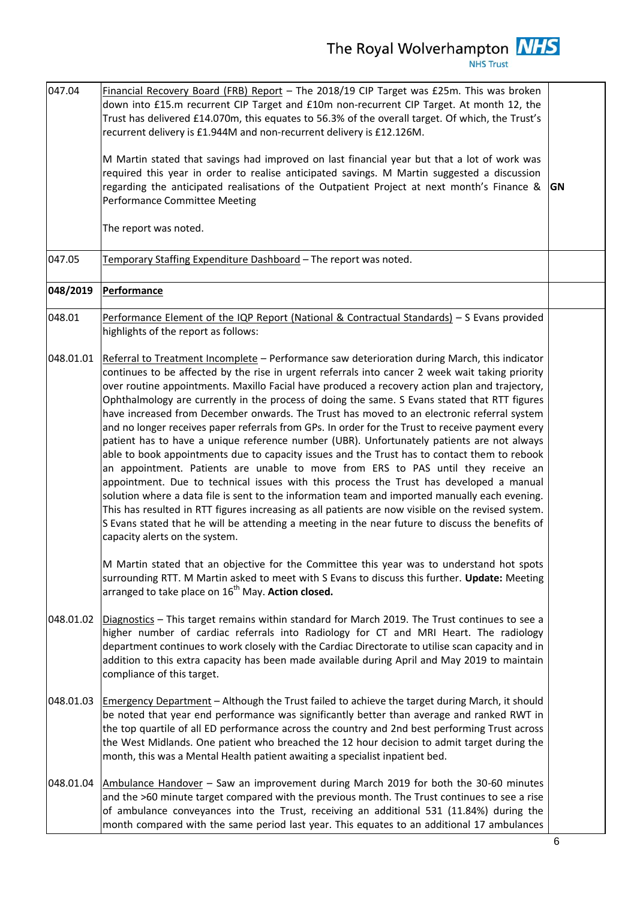| | | |
|---|---|---|
| 047.04 | Financial Recovery Board (FRB) Report – The 2018/19 CIP Target was £25m. This was broken down into £15.m recurrent CIP Target and £10m non-recurrent CIP Target. At month 12, the Trust has delivered £14.070m, this equates to 56.3% of the overall target. Of which, the Trust's recurrent delivery is £1.944M and non-recurrent delivery is £12.126M.<br><br>M Martin stated that savings had improved on last financial year but that a lot of work was required this year in order to realise anticipated savings. M Martin suggested a discussion regarding the anticipated realisations of the Outpatient Project at next month's Finance & Performance Committee Meeting<br><br>The report was noted. | **GN** |
| 047.05 | Temporary Staffing Expenditure Dashboard – The report was noted. | |
| **048/2019** | **Performance** | |
| 048.01 | Performance Element of the IQP Report (National & Contractual Standards) – S Evans provided highlights of the report as follows: | |
| 048.01.01 | Referral to Treatment Incomplete – Performance saw deterioration during March, this indicator continues to be affected by the rise in urgent referrals into cancer 2 week wait taking priority over routine appointments. Maxillo Facial have produced a recovery action plan and trajectory, Ophthalmology are currently in the process of doing the same. S Evans stated that RTT figures have increased from December onwards. The Trust has moved to an electronic referral system and no longer receives paper referrals from GPs. In order for the Trust to receive payment every patient has to have a unique reference number (UBR). Unfortunately patients are not always able to book appointments due to capacity issues and the Trust has to contact them to rebook an appointment. Patients are unable to move from ERS to PAS until they receive an appointment. Due to technical issues with this process the Trust has developed a manual solution where a data file is sent to the information team and imported manually each evening. This has resulted in RTT figures increasing as all patients are now visible on the revised system. S Evans stated that he will be attending a meeting in the near future to discuss the benefits of capacity alerts on the system.<br><br>M Martin stated that an objective for the Committee this year was to understand hot spots surrounding RTT. M Martin asked to meet with S Evans to discuss this further. **Update:** Meeting arranged to take place on 16th May. **Action closed.** | |
| 048.01.02 | Diagnostics – This target remains within standard for March 2019. The Trust continues to see a higher number of cardiac referrals into Radiology for CT and MRI Heart. The radiology department continues to work closely with the Cardiac Directorate to utilise scan capacity and in addition to this extra capacity has been made available during April and May 2019 to maintain compliance of this target. | |
| 048.01.03 | Emergency Department – Although the Trust failed to achieve the target during March, it should be noted that year end performance was significantly better than average and ranked RWT in the top quartile of all ED performance across the country and 2nd best performing Trust across the West Midlands. One patient who breached the 12 hour decision to admit target during the month, this was a Mental Health patient awaiting a specialist inpatient bed. | |
| 048.01.04 | Ambulance Handover – Saw an improvement during March 2019 for both the 30-60 minutes and the >60 minute target compared with the previous month. The Trust continues to see a rise of ambulance conveyances into the Trust, receiving an additional 531 (11.84%) during the month compared with the same period last year. This equates to an additional 17 ambulances | |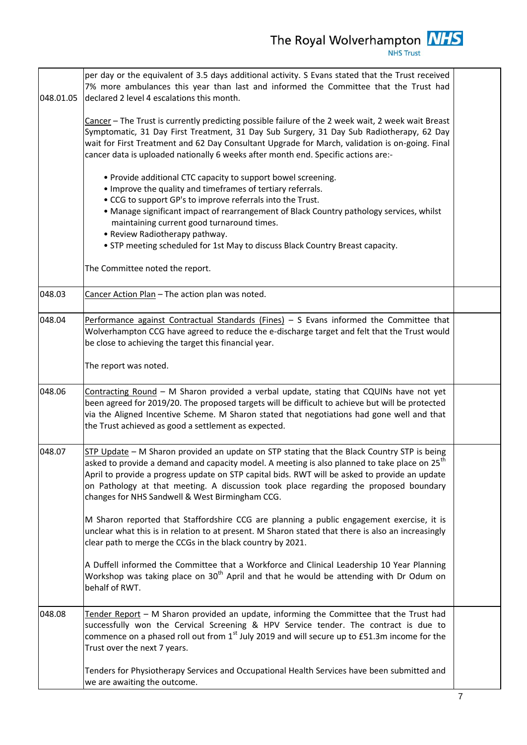| | | |
|---|---|---|
| 048.01.05 | per day or the equivalent of 3.5 days additional activity. S Evans stated that the Trust received 7% more ambulances this year than last and informed the Committee that the Trust had declared 2 level 4 escalations this month.<br><br><u>Cancer</u> – The Trust is currently predicting possible failure of the 2 week wait, 2 week wait Breast Symptomatic, 31 Day First Treatment, 31 Day Sub Surgery, 31 Day Sub Radiotherapy, 62 Day wait for First Treatment and 62 Day Consultant Upgrade for March, validation is on-going. Final cancer data is uploaded nationally 6 weeks after month end. Specific actions are:-<br><br>• Provide additional CTC capacity to support bowel screening.<br>• Improve the quality and timeframes of tertiary referrals.<br>• CCG to support GP's to improve referrals into the Trust.<br>• Manage significant impact of rearrangement of Black Country pathology services, whilst maintaining current good turnaround times.<br>• Review Radiotherapy pathway.<br>• STP meeting scheduled for 1st May to discuss Black Country Breast capacity.<br><br>The Committee noted the report. | |
| 048.03 | <u>Cancer Action Plan</u> – The action plan was noted. | |
| 048.04 | <u>Performance against Contractual Standards (Fines)</u> – S Evans informed the Committee that Wolverhampton CCG have agreed to reduce the e-discharge target and felt that the Trust would be close to achieving the target this financial year.<br><br>The report was noted. | |
| 048.06 | <u>Contracting Round</u> – M Sharon provided a verbal update, stating that CQUINs have not yet been agreed for 2019/20. The proposed targets will be difficult to achieve but will be protected via the Aligned Incentive Scheme. M Sharon stated that negotiations had gone well and that the Trust achieved as good a settlement as expected. | |
| 048.07 | <u>STP Update</u> – M Sharon provided an update on STP stating that the Black Country STP is being asked to provide a demand and capacity model. A meeting is also planned to take place on 25th April to provide a progress update on STP capital bids. RWT will be asked to provide an update on Pathology at that meeting. A discussion took place regarding the proposed boundary changes for NHS Sandwell & West Birmingham CCG.<br><br>M Sharon reported that Staffordshire CCG are planning a public engagement exercise, it is unclear what this is in relation to at present. M Sharon stated that there is also an increasingly clear path to merge the CCGs in the black country by 2021.<br><br>A Duffell informed the Committee that a Workforce and Clinical Leadership 10 Year Planning Workshop was taking place on 30th April and that he would be attending with Dr Odum on behalf of RWT. | |
| 048.08 | <u>Tender Report</u> – M Sharon provided an update, informing the Committee that the Trust had successfully won the Cervical Screening & HPV Service tender. The contract is due to commence on a phased roll out from 1st July 2019 and will secure up to £51.3m income for the Trust over the next 7 years.<br><br>Tenders for Physiotherapy Services and Occupational Health Services have been submitted and we are awaiting the outcome. | |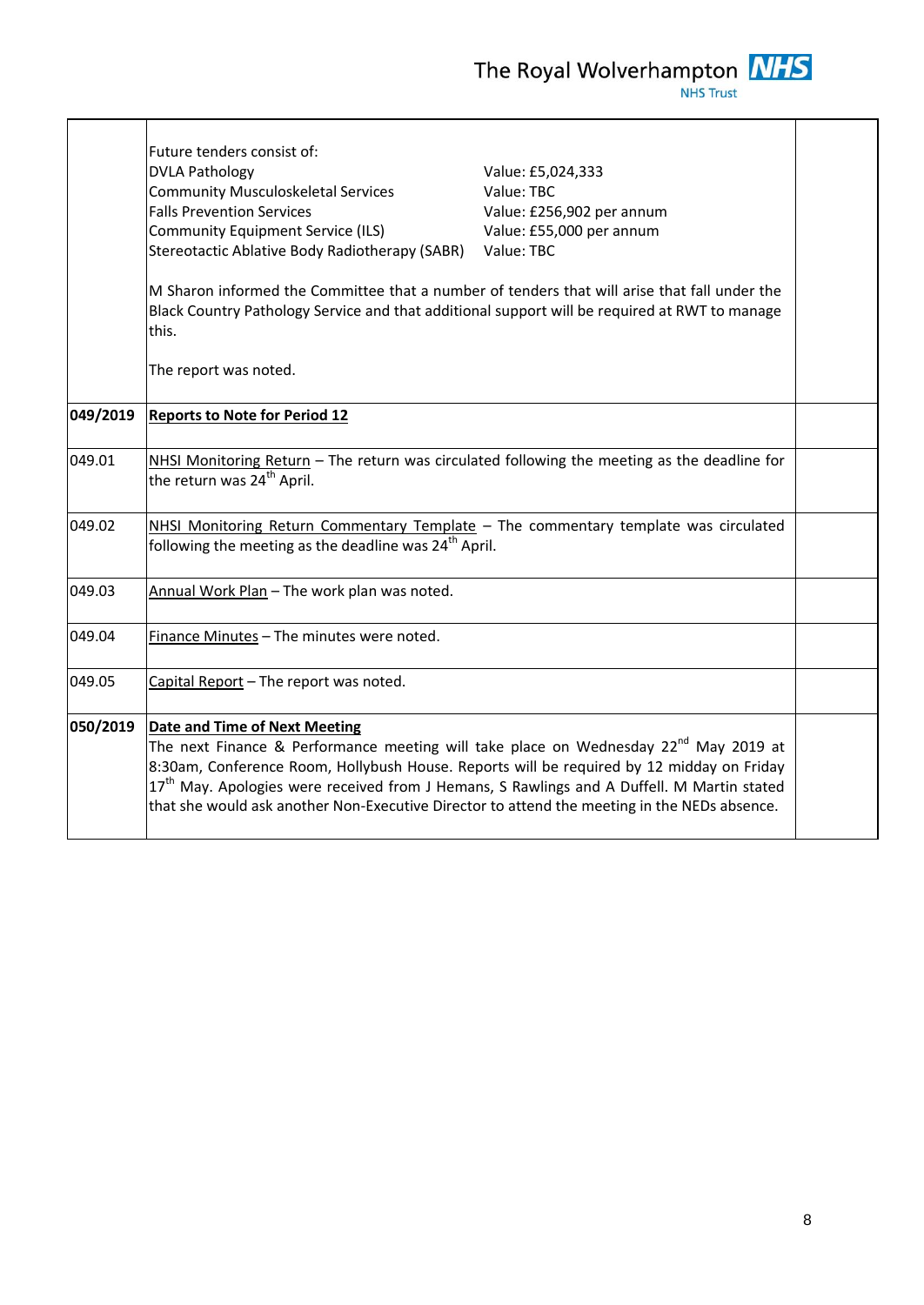| | | |
|---|---|---|
| | Future tenders consist of:<br>DVLA Pathology Value: £5,024,333<br>Community Musculoskeletal Services Value: TBC<br>Falls Prevention Services Value: £256,902 per annum<br>Community Equipment Service (ILS) Value: £55,000 per annum<br>Stereotactic Ablative Body Radiotherapy (SABR) Value: TBC<br><br>M Sharon informed the Committee that a number of tenders that will arise that fall under the Black Country Pathology Service and that additional support will be required at RWT to manage this.<br><br>The report was noted. | |
| **049/2019** | **Reports to Note for Period 12** | |
| 049.01 | NHSI Monitoring Return – The return was circulated following the meeting as the deadline for the return was 24th April. | |
| 049.02 | NHSI Monitoring Return Commentary Template – The commentary template was circulated following the meeting as the deadline was 24th April. | |
| 049.03 | Annual Work Plan – The work plan was noted. | |
| 049.04 | Finance Minutes – The minutes were noted. | |
| 049.05 | Capital Report – The report was noted. | |
| **050/2019** | **Date and Time of Next Meeting**<br>The next Finance & Performance meeting will take place on Wednesday 22nd May 2019 at 8:30am, Conference Room, Hollybush House. Reports will be required by 12 midday on Friday 17th May. Apologies were received from J Hemans, S Rawlings and A Duffell. M Martin stated that she would ask another Non-Executive Director to attend the meeting in the NEDs absence. | |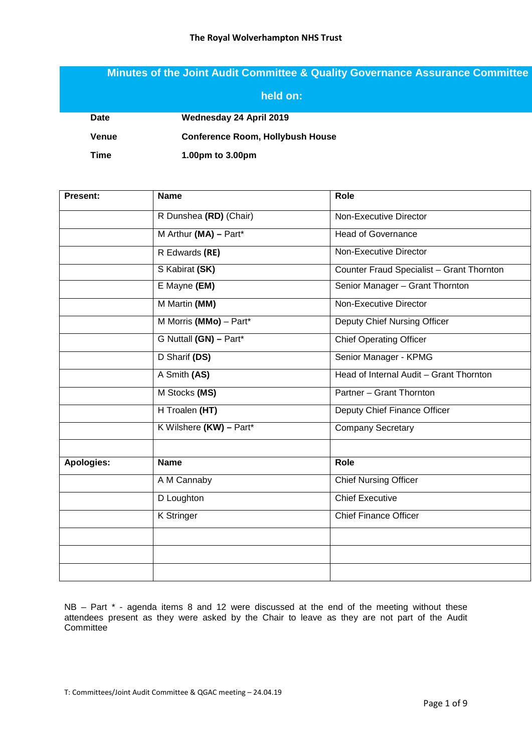**The Royal Wolverhampton NHS Trust**

## Minutes of the Joint Audit Committee & Quality Governance Assurance Committee held on:

| | |
|---|---|
| **Date** | **Wednesday 24 April 2019** |
| **Venue** | **Conference Room, Hollybush House** |
| **Time** | **1.00pm to 3.00pm** |

| Present: | Name | Role |
|---|---|---|
| | R Dunshea **(RD)** (Chair) | Non-Executive Director |
| | M Arthur **(MA) –** Part* | Head of Governance |
| | R Edwards **(RE)** | Non-Executive Director |
| | S Kabirat **(SK)** | Counter Fraud Specialist – Grant Thornton |
| | E Mayne **(EM)** | Senior Manager – Grant Thornton |
| | M Martin **(MM)** | Non-Executive Director |
| | M Morris **(MMo)** – Part* | Deputy Chief Nursing Officer |
| | G Nuttall **(GN) –** Part* | Chief Operating Officer |
| | D Sharif **(DS)** | Senior Manager - KPMG |
| | A Smith **(AS)** | Head of Internal Audit – Grant Thornton |
| | M Stocks **(MS)** | Partner – Grant Thornton |
| | H Troalen **(HT)** | Deputy Chief Finance Officer |
| | K Wilshere **(KW) –** Part* | Company Secretary |
| | | |
| **Apologies:** | **Name** | **Role** |
| | A M Cannaby | Chief Nursing Officer |
| | D Loughton | Chief Executive |
| | K Stringer | Chief Finance Officer |
| | | |
| | | |
| | | |

NB – Part * - agenda items 8 and 12 were discussed at the end of the meeting without these attendees present as they were asked by the Chair to leave as they are not part of the Audit Committee

T: Committees/Joint Audit Committee & QGAC meeting – 24.04.19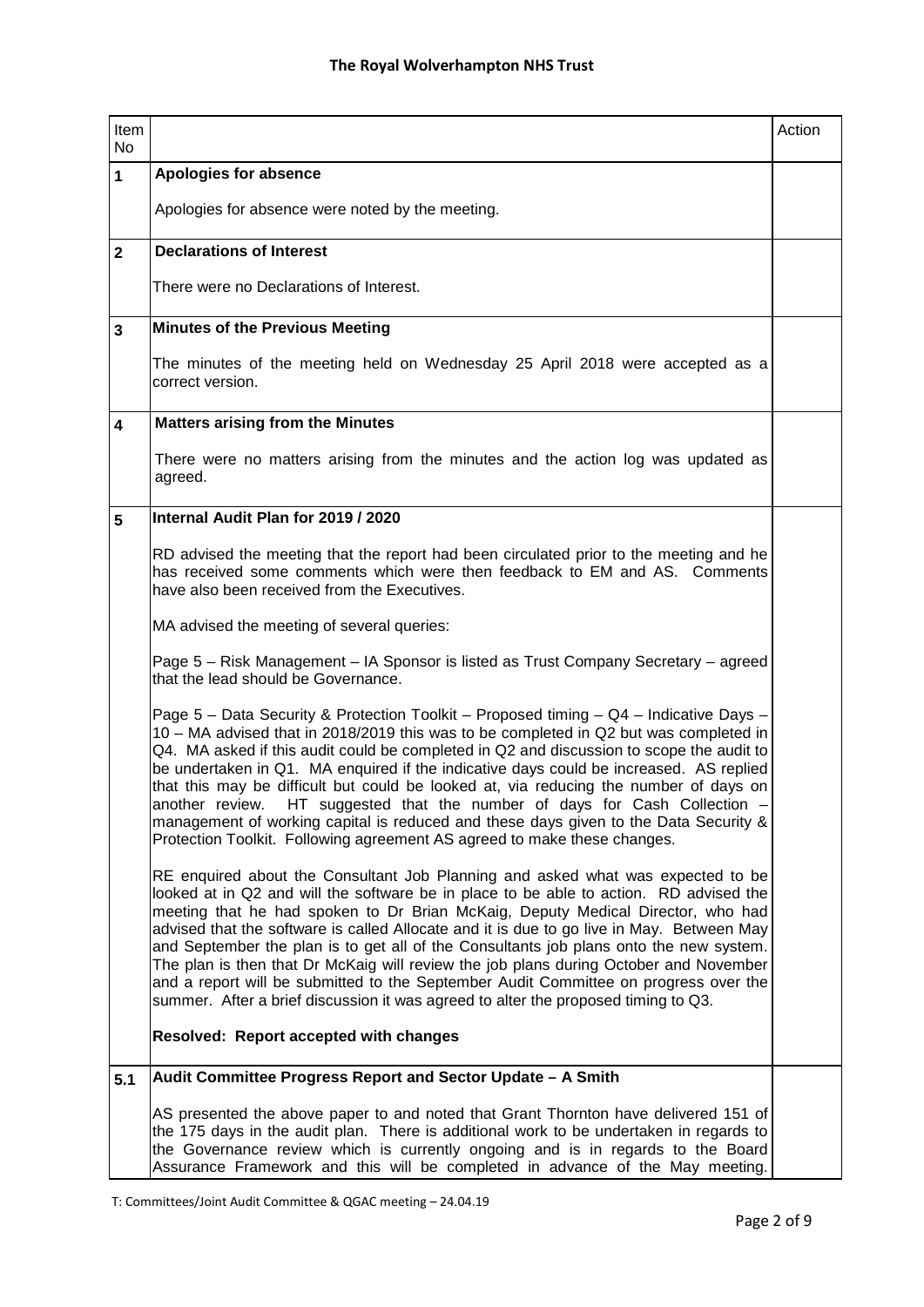| Item No | | Action |
|---|---|---|
| **1** | **Apologies for absence**<br><br>Apologies for absence were noted by the meeting. | |
| **2** | **Declarations of Interest**<br><br>There were no Declarations of Interest. | |
| **3** | **Minutes of the Previous Meeting**<br><br>The minutes of the meeting held on Wednesday 25 April 2018 were accepted as a correct version. | |
| **4** | **Matters arising from the Minutes**<br><br>There were no matters arising from the minutes and the action log was updated as agreed. | |
| **5** | **Internal Audit Plan for 2019 / 2020**<br><br>RD advised the meeting that the report had been circulated prior to the meeting and he has received some comments which were then feedback to EM and AS. Comments have also been received from the Executives.<br><br>MA advised the meeting of several queries:<br><br>Page 5 – Risk Management – IA Sponsor is listed as Trust Company Secretary – agreed that the lead should be Governance.<br><br>Page 5 – Data Security & Protection Toolkit – Proposed timing – Q4 – Indicative Days – 10 – MA advised that in 2018/2019 this was to be completed in Q2 but was completed in Q4. MA asked if this audit could be completed in Q2 and discussion to scope the audit to be undertaken in Q1. MA enquired if the indicative days could be increased. AS replied that this may be difficult but could be looked at, via reducing the number of days on another review. HT suggested that the number of days for Cash Collection – management of working capital is reduced and these days given to the Data Security & Protection Toolkit. Following agreement AS agreed to make these changes.<br><br>RE enquired about the Consultant Job Planning and asked what was expected to be looked at in Q2 and will the software be in place to be able to action. RD advised the meeting that he had spoken to Dr Brian McKaig, Deputy Medical Director, who had advised that the software is called Allocate and it is due to go live in May. Between May and September the plan is to get all of the Consultants job plans onto the new system. The plan is then that Dr McKaig will review the job plans during October and November and a report will be submitted to the September Audit Committee on progress over the summer. After a brief discussion it was agreed to alter the proposed timing to Q3.<br><br>**Resolved: Report accepted with changes** | |
| **5.1** | **Audit Committee Progress Report and Sector Update – A Smith**<br><br>AS presented the above paper to and noted that Grant Thornton have delivered 151 of the 175 days in the audit plan. There is additional work to be undertaken in regards to the Governance review which is currently ongoing and is in regards to the Board Assurance Framework and this will be completed in advance of the May meeting. | |

T: Committees/Joint Audit Committee & QGAC meeting – 24.04.19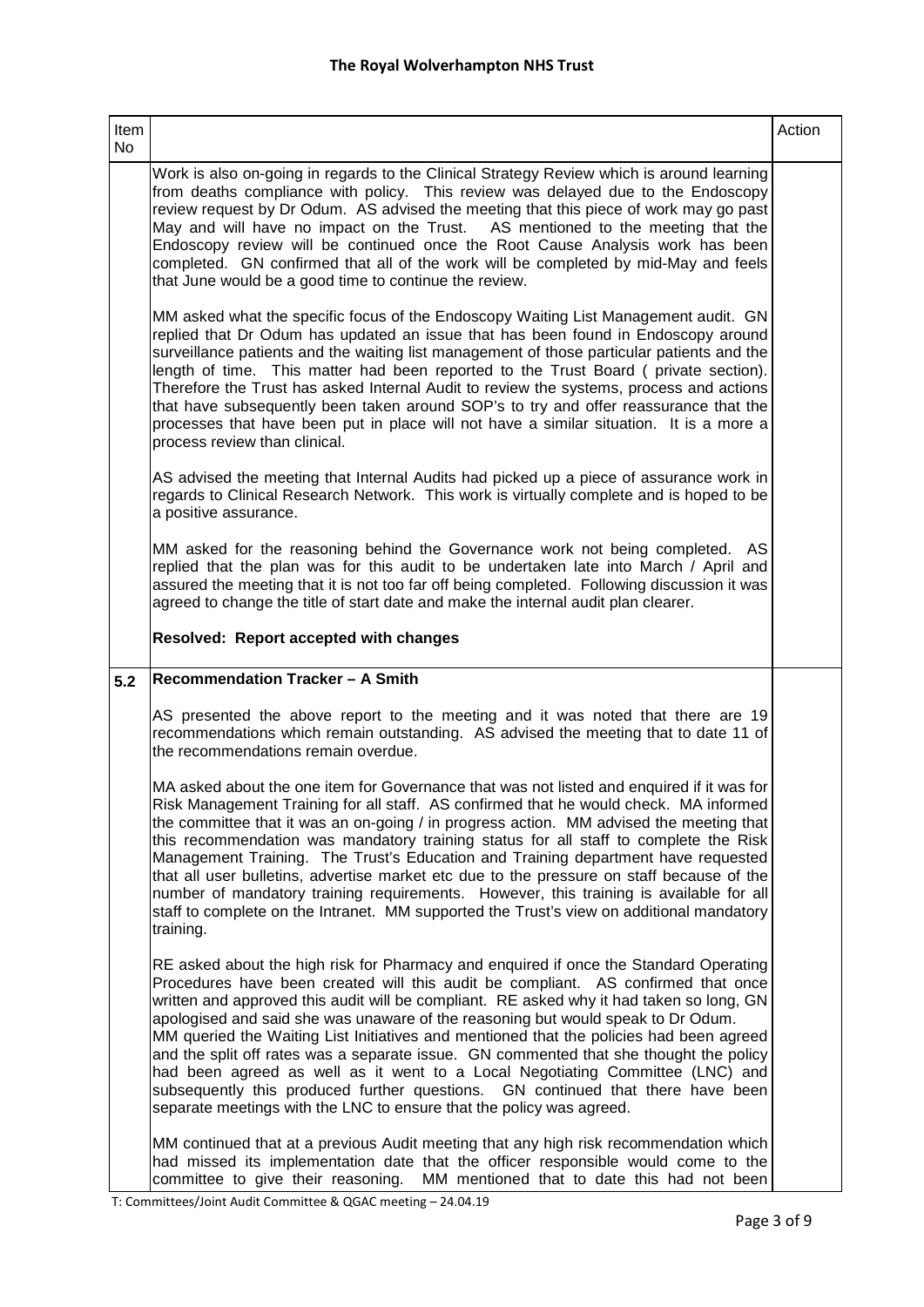| Item No | | Action |
|---|---|---|
| | Work is also on-going in regards to the Clinical Strategy Review which is around learning from deaths compliance with policy. This review was delayed due to the Endoscopy review request by Dr Odum. AS advised the meeting that this piece of work may go past May and will have no impact on the Trust. AS mentioned to the meeting that the Endoscopy review will be continued once the Root Cause Analysis work has been completed. GN confirmed that all of the work will be completed by mid-May and feels that June would be a good time to continue the review.<br><br>MM asked what the specific focus of the Endoscopy Waiting List Management audit. GN replied that Dr Odum has updated an issue that has been found in Endoscopy around surveillance patients and the waiting list management of those particular patients and the length of time. This matter had been reported to the Trust Board ( private section). Therefore the Trust has asked Internal Audit to review the systems, process and actions that have subsequently been taken around SOP's to try and offer reassurance that the processes that have been put in place will not have a similar situation. It is a more a process review than clinical.<br><br>AS advised the meeting that Internal Audits had picked up a piece of assurance work in regards to Clinical Research Network. This work is virtually complete and is hoped to be a positive assurance.<br><br>MM asked for the reasoning behind the Governance work not being completed. AS replied that the plan was for this audit to be undertaken late into March / April and assured the meeting that it is not too far off being completed. Following discussion it was agreed to change the title of start date and make the internal audit plan clearer.<br><br>**Resolved: Report accepted with changes** | |
| **5.2** | **Recommendation Tracker – A Smith**<br><br>AS presented the above report to the meeting and it was noted that there are 19 recommendations which remain outstanding. AS advised the meeting that to date 11 of the recommendations remain overdue.<br><br>MA asked about the one item for Governance that was not listed and enquired if it was for Risk Management Training for all staff. AS confirmed that he would check. MA informed the committee that it was an on-going / in progress action. MM advised the meeting that this recommendation was mandatory training status for all staff to complete the Risk Management Training. The Trust's Education and Training department have requested that all user bulletins, advertise market etc due to the pressure on staff because of the number of mandatory training requirements. However, this training is available for all staff to complete on the Intranet. MM supported the Trust's view on additional mandatory training.<br><br>RE asked about the high risk for Pharmacy and enquired if once the Standard Operating Procedures have been created will this audit be compliant. AS confirmed that once written and approved this audit will be compliant. RE asked why it had taken so long, GN apologised and said she was unaware of the reasoning but would speak to Dr Odum.<br>MM queried the Waiting List Initiatives and mentioned that the policies had been agreed and the split off rates was a separate issue. GN commented that she thought the policy had been agreed as well as it went to a Local Negotiating Committee (LNC) and subsequently this produced further questions. GN continued that there have been separate meetings with the LNC to ensure that the policy was agreed.<br><br>MM continued that at a previous Audit meeting that any high risk recommendation which had missed its implementation date that the officer responsible would come to the committee to give their reasoning. MM mentioned that to date this had not been | |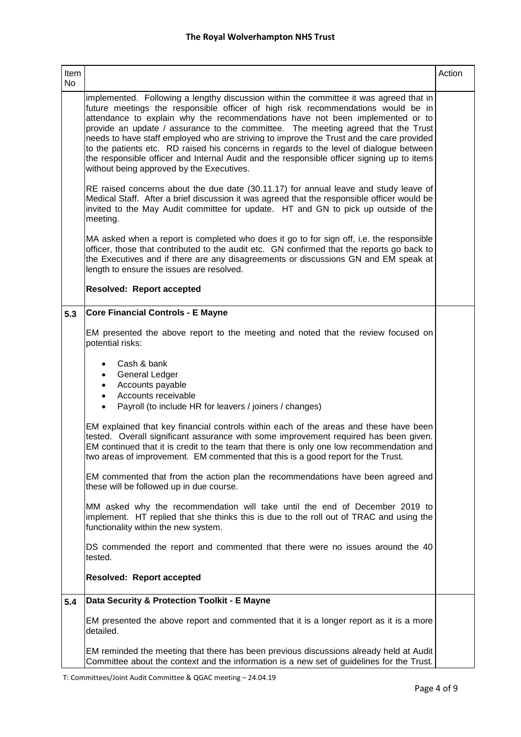| Item No | | Action |
|---|---|---|
| | implemented. Following a lengthy discussion within the committee it was agreed that in future meetings the responsible officer of high risk recommendations would be in attendance to explain why the recommendations have not been implemented or to provide an update / assurance to the committee. The meeting agreed that the Trust needs to have staff employed who are striving to improve the Trust and the care provided to the patients etc. RD raised his concerns in regards to the level of dialogue between the responsible officer and Internal Audit and the responsible officer signing up to items without being approved by the Executives.<br><br>RE raised concerns about the due date (30.11.17) for annual leave and study leave of Medical Staff. After a brief discussion it was agreed that the responsible officer would be invited to the May Audit committee for update. HT and GN to pick up outside of the meeting.<br><br>MA asked when a report is completed who does it go to for sign off, i.e. the responsible officer, those that contributed to the audit etc. GN confirmed that the reports go back to the Executives and if there are any disagreements or discussions GN and EM speak at length to ensure the issues are resolved.<br><br>**Resolved: Report accepted** | |
| **5.3** | **Core Financial Controls - E Mayne**<br><br>EM presented the above report to the meeting and noted that the review focused on potential risks:<br><br>• Cash & bank<br>• General Ledger<br>• Accounts payable<br>• Accounts receivable<br>• Payroll (to include HR for leavers / joiners / changes)<br><br>EM explained that key financial controls within each of the areas and these have been tested. Overall significant assurance with some improvement required has been given. EM continued that it is credit to the team that there is only one low recommendation and two areas of improvement. EM commented that this is a good report for the Trust.<br><br>EM commented that from the action plan the recommendations have been agreed and these will be followed up in due course.<br><br>MM asked why the recommendation will take until the end of December 2019 to implement. HT replied that she thinks this is due to the roll out of TRAC and using the functionality within the new system.<br><br>DS commended the report and commented that there were no issues around the 40 tested.<br><br>**Resolved: Report accepted** | |
| **5.4** | **Data Security & Protection Toolkit - E Mayne**<br><br>EM presented the above report and commented that it is a longer report as it is a more detailed.<br><br>EM reminded the meeting that there has been previous discussions already held at Audit Committee about the context and the information is a new set of guidelines for the Trust. | |

T: Committees/Joint Audit Committee & QGAC meeting – 24.04.19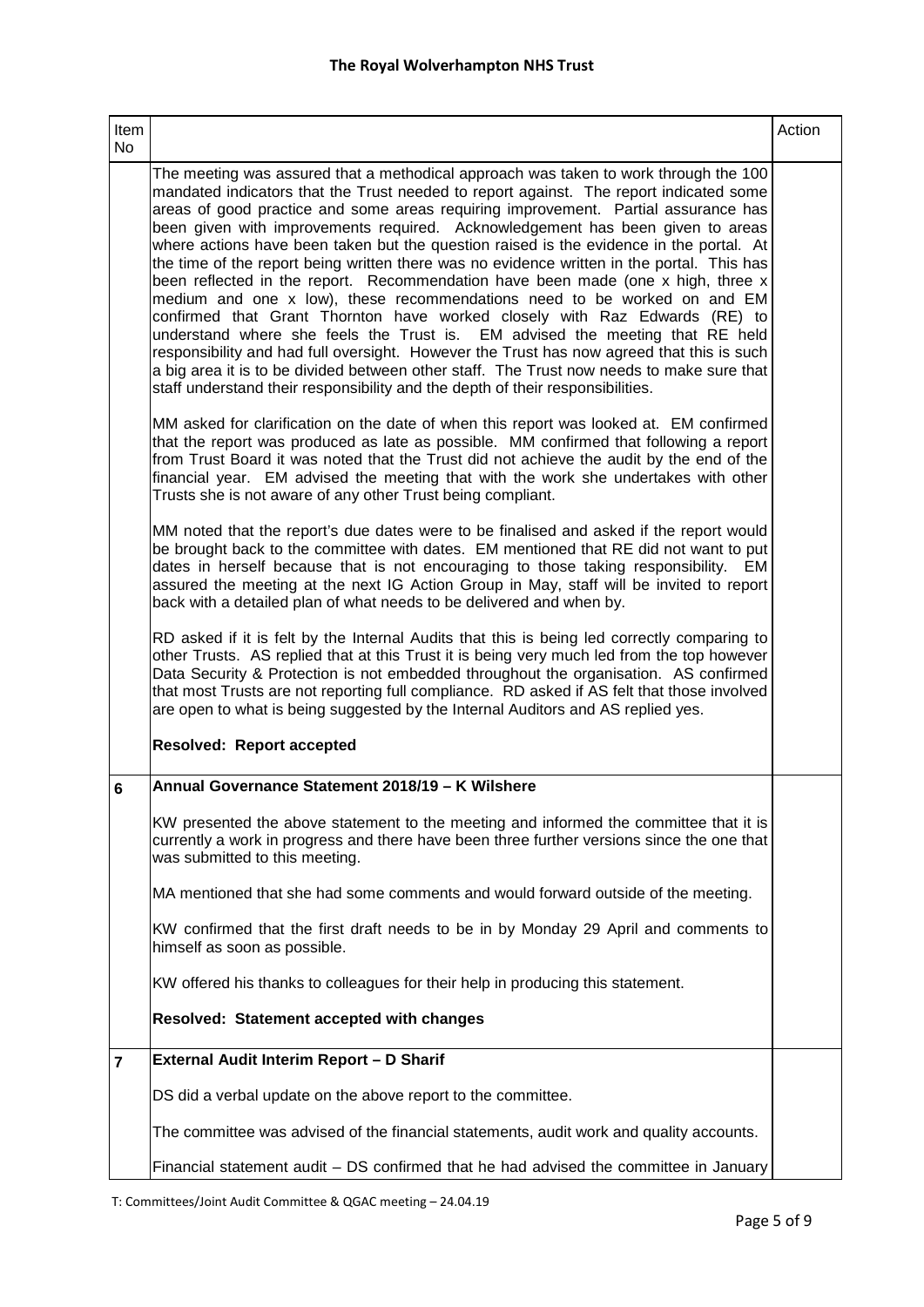| Item No | | Action |
|---|---|---|
| | The meeting was assured that a methodical approach was taken to work through the 100 mandated indicators that the Trust needed to report against. The report indicated some areas of good practice and some areas requiring improvement. Partial assurance has been given with improvements required. Acknowledgement has been given to areas where actions have been taken but the question raised is the evidence in the portal. At the time of the report being written there was no evidence written in the portal. This has been reflected in the report. Recommendation have been made (one x high, three x medium and one x low), these recommendations need to be worked on and EM confirmed that Grant Thornton have worked closely with Raz Edwards (RE) to understand where she feels the Trust is. EM advised the meeting that RE held responsibility and had full oversight. However the Trust has now agreed that this is such a big area it is to be divided between other staff. The Trust now needs to make sure that staff understand their responsibility and the depth of their responsibilities.<br><br>MM asked for clarification on the date of when this report was looked at. EM confirmed that the report was produced as late as possible. MM confirmed that following a report from Trust Board it was noted that the Trust did not achieve the audit by the end of the financial year. EM advised the meeting that with the work she undertakes with other Trusts she is not aware of any other Trust being compliant.<br><br>MM noted that the report's due dates were to be finalised and asked if the report would be brought back to the committee with dates. EM mentioned that RE did not want to put dates in herself because that is not encouraging to those taking responsibility. EM assured the meeting at the next IG Action Group in May, staff will be invited to report back with a detailed plan of what needs to be delivered and when by.<br><br>RD asked if it is felt by the Internal Audits that this is being led correctly comparing to other Trusts. AS replied that at this Trust it is being very much led from the top however Data Security & Protection is not embedded throughout the organisation. AS confirmed that most Trusts are not reporting full compliance. RD asked if AS felt that those involved are open to what is being suggested by the Internal Auditors and AS replied yes.<br><br>**Resolved: Report accepted** | |
| **6** | **Annual Governance Statement 2018/19 – K Wilshere**<br><br>KW presented the above statement to the meeting and informed the committee that it is currently a work in progress and there have been three further versions since the one that was submitted to this meeting.<br><br>MA mentioned that she had some comments and would forward outside of the meeting.<br><br>KW confirmed that the first draft needs to be in by Monday 29 April and comments to himself as soon as possible.<br><br>KW offered his thanks to colleagues for their help in producing this statement.<br><br>**Resolved: Statement accepted with changes** | |
| **7** | **External Audit Interim Report – D Sharif**<br><br>DS did a verbal update on the above report to the committee.<br><br>The committee was advised of the financial statements, audit work and quality accounts.<br><br>Financial statement audit – DS confirmed that he had advised the committee in January | |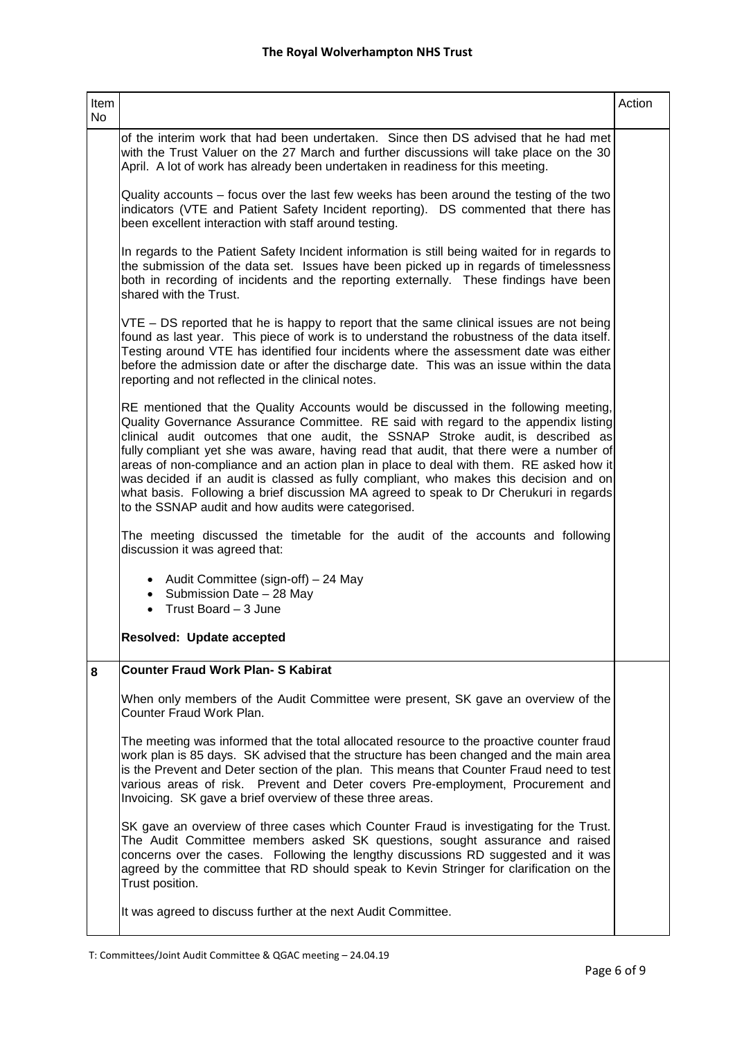| Item No | | Action |
|---|---|---|
| | of the interim work that had been undertaken. Since then DS advised that he had met with the Trust Valuer on the 27 March and further discussions will take place on the 30 April. A lot of work has already been undertaken in readiness for this meeting.<br><br>Quality accounts – focus over the last few weeks has been around the testing of the two indicators (VTE and Patient Safety Incident reporting). DS commented that there has been excellent interaction with staff around testing.<br><br>In regards to the Patient Safety Incident information is still being waited for in regards to the submission of the data set. Issues have been picked up in regards of timelessness both in recording of incidents and the reporting externally. These findings have been shared with the Trust.<br><br>VTE – DS reported that he is happy to report that the same clinical issues are not being found as last year. This piece of work is to understand the robustness of the data itself. Testing around VTE has identified four incidents where the assessment date was either before the admission date or after the discharge date. This was an issue within the data reporting and not reflected in the clinical notes.<br><br>RE mentioned that the Quality Accounts would be discussed in the following meeting, Quality Governance Assurance Committee. RE said with regard to the appendix listing clinical audit outcomes that one audit, the SSNAP Stroke audit, is described as fully compliant yet she was aware, having read that audit, that there were a number of areas of non-compliance and an action plan in place to deal with them. RE asked how it was decided if an audit is classed as fully compliant, who makes this decision and on what basis. Following a brief discussion MA agreed to speak to Dr Cherukuri in regards to the SSNAP audit and how audits were categorised.<br><br>The meeting discussed the timetable for the audit of the accounts and following discussion it was agreed that:<br><br>• Audit Committee (sign-off) – 24 May<br>• Submission Date – 28 May<br>• Trust Board – 3 June<br><br>**Resolved: Update accepted** | |
| **8** | **Counter Fraud Work Plan- S Kabirat**<br><br>When only members of the Audit Committee were present, SK gave an overview of the Counter Fraud Work Plan.<br><br>The meeting was informed that the total allocated resource to the proactive counter fraud work plan is 85 days. SK advised that the structure has been changed and the main area is the Prevent and Deter section of the plan. This means that Counter Fraud need to test various areas of risk. Prevent and Deter covers Pre-employment, Procurement and Invoicing. SK gave a brief overview of these three areas.<br><br>SK gave an overview of three cases which Counter Fraud is investigating for the Trust. The Audit Committee members asked SK questions, sought assurance and raised concerns over the cases. Following the lengthy discussions RD suggested and it was agreed by the committee that RD should speak to Kevin Stringer for clarification on the Trust position.<br><br>It was agreed to discuss further at the next Audit Committee. | |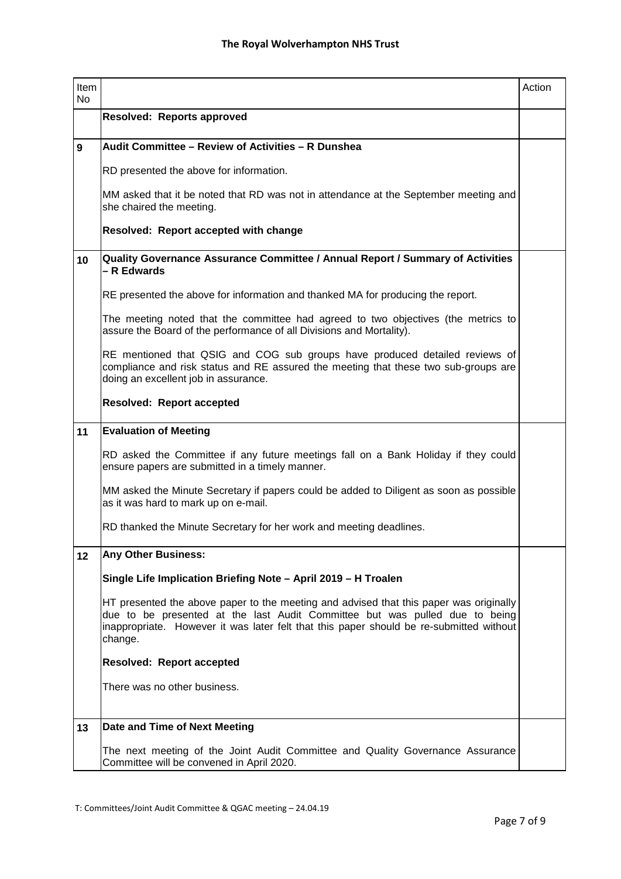| Item No | | Action |
|---|---|---|
| | **Resolved: Reports approved** | |
| **9** | **Audit Committee – Review of Activities – R Dunshea**<br><br>RD presented the above for information.<br><br>MM asked that it be noted that RD was not in attendance at the September meeting and she chaired the meeting.<br><br>**Resolved: Report accepted with change** | |
| **10** | **Quality Governance Assurance Committee / Annual Report / Summary of Activities – R Edwards**<br><br>RE presented the above for information and thanked MA for producing the report.<br><br>The meeting noted that the committee had agreed to two objectives (the metrics to assure the Board of the performance of all Divisions and Mortality).<br><br>RE mentioned that QSIG and COG sub groups have produced detailed reviews of compliance and risk status and RE assured the meeting that these two sub-groups are doing an excellent job in assurance.<br><br>**Resolved: Report accepted** | |
| **11** | **Evaluation of Meeting**<br><br>RD asked the Committee if any future meetings fall on a Bank Holiday if they could ensure papers are submitted in a timely manner.<br><br>MM asked the Minute Secretary if papers could be added to Diligent as soon as possible as it was hard to mark up on e-mail.<br><br>RD thanked the Minute Secretary for her work and meeting deadlines. | |
| **12** | **Any Other Business:**<br><br>**Single Life Implication Briefing Note – April 2019 – H Troalen**<br><br>HT presented the above paper to the meeting and advised that this paper was originally due to be presented at the last Audit Committee but was pulled due to being inappropriate. However it was later felt that this paper should be re-submitted without change.<br><br>**Resolved: Report accepted**<br><br>There was no other business. | |
| **13** | **Date and Time of Next Meeting**<br><br>The next meeting of the Joint Audit Committee and Quality Governance Assurance Committee will be convened in April 2020. | |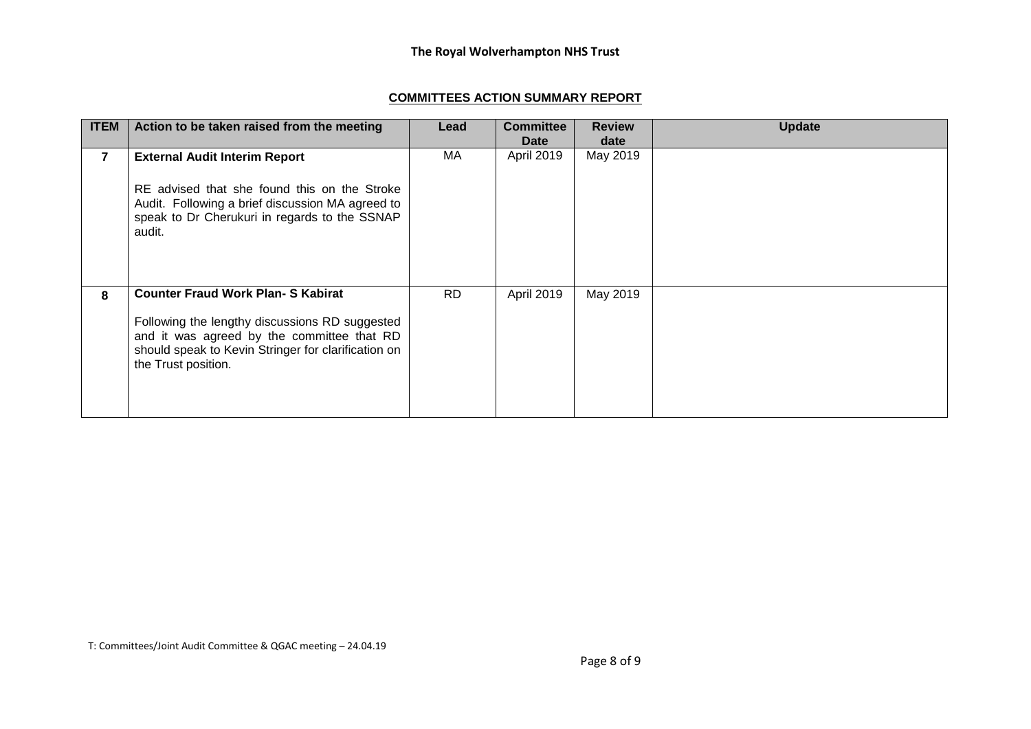**The Royal Wolverhampton NHS Trust**

**COMMITTEES ACTION SUMMARY REPORT**

| ITEM | Action to be taken raised from the meeting | Lead | Committee Date | Review date | Update |
|---|---|---|---|---|---|
| 7 | **External Audit Interim Report**<br><br>RE advised that she found this on the Stroke Audit. Following a brief discussion MA agreed to speak to Dr Cherukuri in regards to the SSNAP audit. | MA | April 2019 | May 2019 | |
| 8 | **Counter Fraud Work Plan- S Kabirat**<br><br>Following the lengthy discussions RD suggested and it was agreed by the committee that RD should speak to Kevin Stringer for clarification on the Trust position. | RD | April 2019 | May 2019 | |

T: Committees/Joint Audit Committee & QGAC meeting – 24.04.19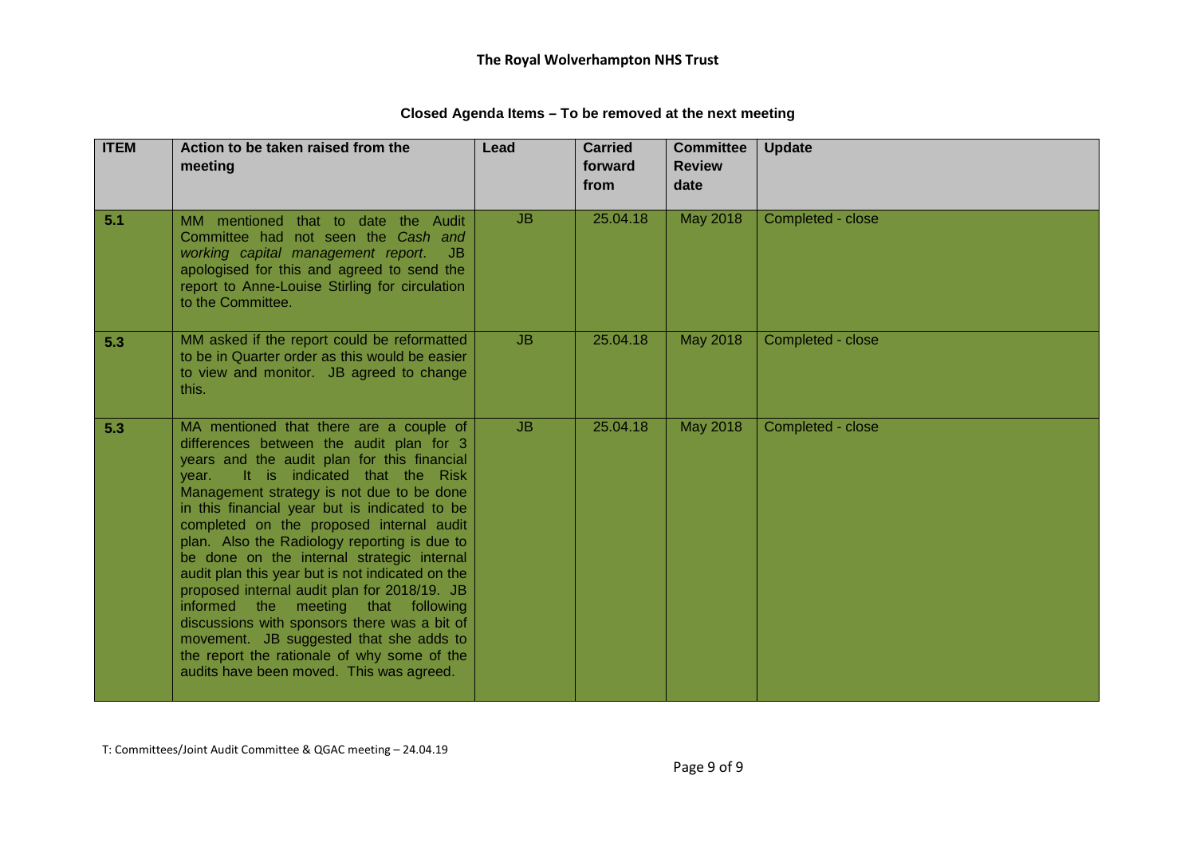**Closed Agenda Items – To be removed at the next meeting**

| ITEM | Action to be taken raised from the meeting | Lead | Carried forward from | Committee Review date | Update |
|---|---|---|---|---|---|
| 5.1 | MM mentioned that to date the Audit Committee had not seen the *Cash and working capital management report*. JB apologised for this and agreed to send the report to Anne-Louise Stirling for circulation to the Committee. | JB | 25.04.18 | May 2018 | Completed - close |
| 5.3 | MM asked if the report could be reformatted to be in Quarter order as this would be easier to view and monitor. JB agreed to change this. | JB | 25.04.18 | May 2018 | Completed - close |
| 5.3 | MA mentioned that there are a couple of differences between the audit plan for 3 years and the audit plan for this financial year. It is indicated that the Risk Management strategy is not due to be done in this financial year but is indicated to be completed on the proposed internal audit plan. Also the Radiology reporting is due to be done on the internal strategic internal audit plan this year but is not indicated on the proposed internal audit plan for 2018/19. JB informed the meeting that following discussions with sponsors there was a bit of movement. JB suggested that she adds to the report the rationale of why some of the audits have been moved. This was agreed. | JB | 25.04.18 | May 2018 | Completed - close |

T: Committees/Joint Audit Committee & QGAC meeting – 24.04.19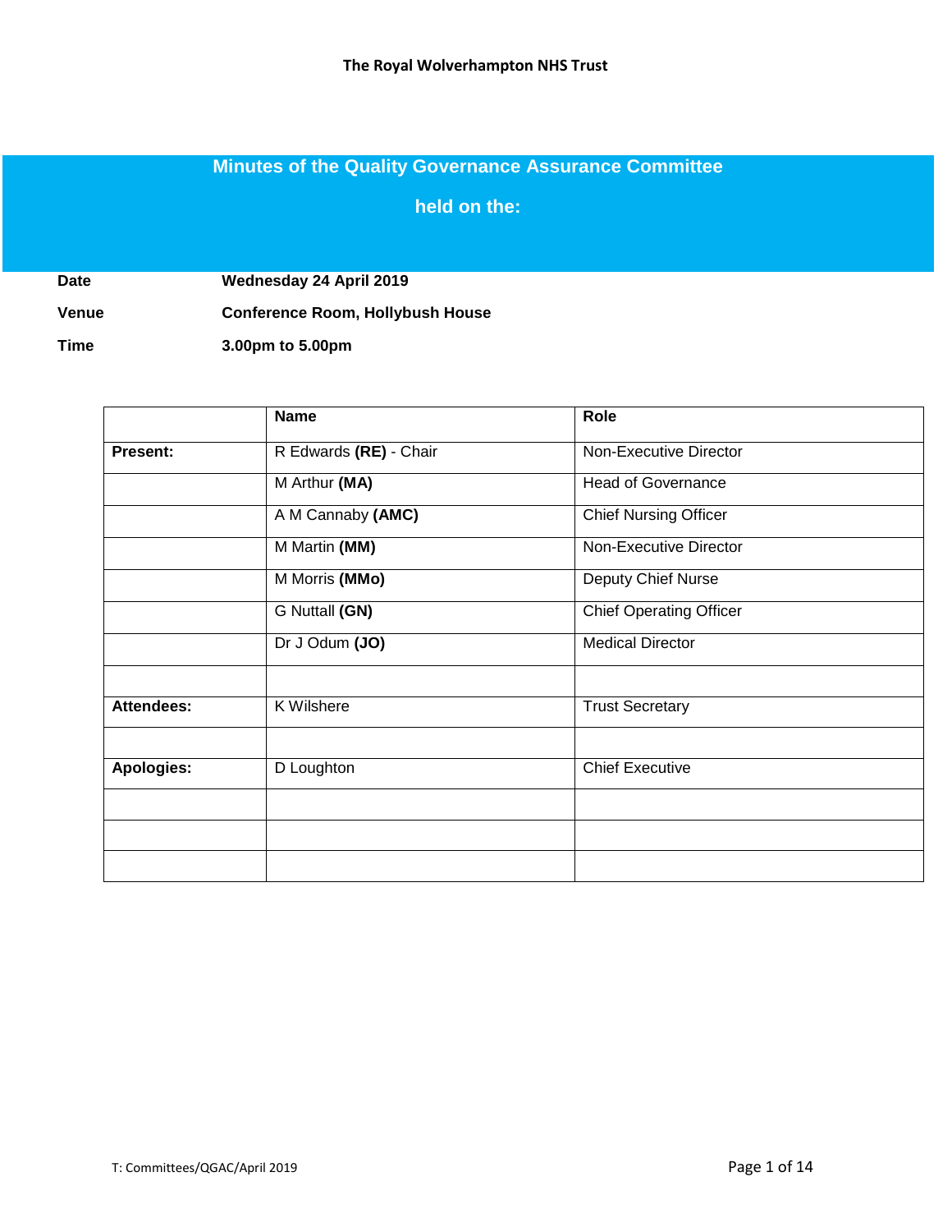**The Royal Wolverhampton NHS Trust**

# Minutes of the Quality Governance Assurance Committee

## held on the:

| | |
|---|---|
| **Date** | **Wednesday 24 April 2019** |
| **Venue** | **Conference Room, Hollybush House** |
| **Time** | **3.00pm to 5.00pm** |

| | Name | Role |
|---|---|---|
| **Present:** | R Edwards **(RE)** - Chair | Non-Executive Director |
| | M Arthur **(MA)** | Head of Governance |
| | A M Cannaby **(AMC)** | Chief Nursing Officer |
| | M Martin **(MM)** | Non-Executive Director |
| | M Morris **(MMo)** | Deputy Chief Nurse |
| | G Nuttall **(GN)** | Chief Operating Officer |
| | Dr J Odum **(JO)** | Medical Director |
| | | |
| **Attendees:** | K Wilshere | Trust Secretary |
| | | |
| **Apologies:** | D Loughton | Chief Executive |
| | | |
| | | |
| | | |

T: Committees/QGAC/April 2019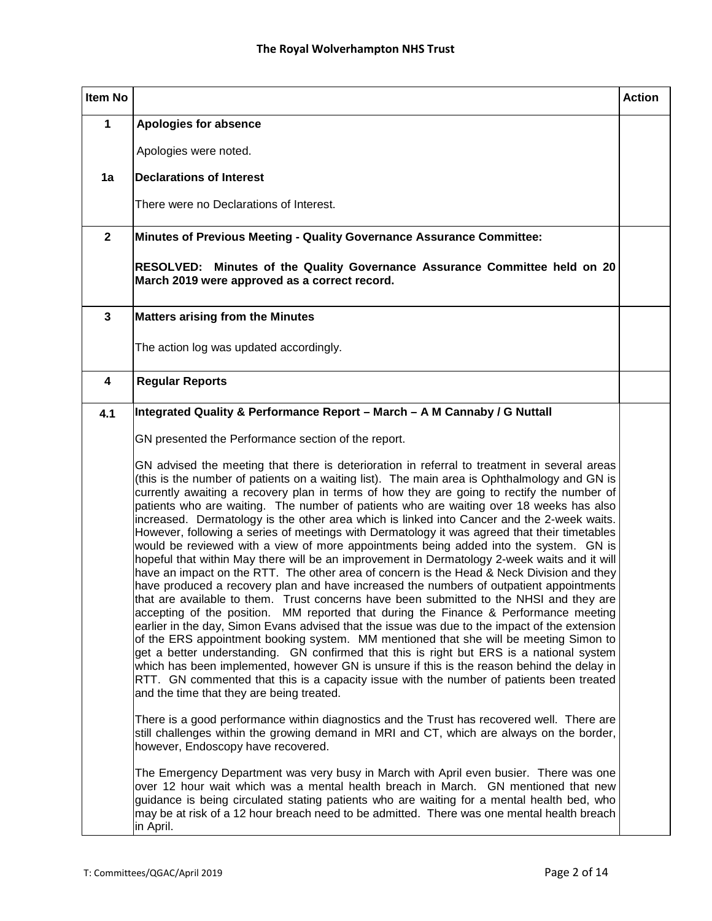| Item No | | Action |
|---|---|---|
| **1** | **Apologies for absence**<br><br>Apologies were noted. | |
| **1a** | **Declarations of Interest**<br><br>There were no Declarations of Interest. | |
| **2** | **Minutes of Previous Meeting - Quality Governance Assurance Committee:**<br><br>**RESOLVED: Minutes of the Quality Governance Assurance Committee held on 20 March 2019 were approved as a correct record.** | |
| **3** | **Matters arising from the Minutes**<br><br>The action log was updated accordingly. | |
| **4** | **Regular Reports** | |
| **4.1** | **Integrated Quality & Performance Report – March – A M Cannaby / G Nuttall**<br><br>GN presented the Performance section of the report.<br><br>GN advised the meeting that there is deterioration in referral to treatment in several areas (this is the number of patients on a waiting list). The main area is Ophthalmology and GN is currently awaiting a recovery plan in terms of how they are going to rectify the number of patients who are waiting. The number of patients who are waiting over 18 weeks has also increased. Dermatology is the other area which is linked into Cancer and the 2-week waits. However, following a series of meetings with Dermatology it was agreed that their timetables would be reviewed with a view of more appointments being added into the system. GN is hopeful that within May there will be an improvement in Dermatology 2-week waits and it will have an impact on the RTT. The other area of concern is the Head & Neck Division and they have produced a recovery plan and have increased the numbers of outpatient appointments that are available to them. Trust concerns have been submitted to the NHSI and they are accepting of the position. MM reported that during the Finance & Performance meeting earlier in the day, Simon Evans advised that the issue was due to the impact of the extension of the ERS appointment booking system. MM mentioned that she will be meeting Simon to get a better understanding. GN confirmed that this is right but ERS is a national system which has been implemented, however GN is unsure if this is the reason behind the delay in RTT. GN commented that this is a capacity issue with the number of patients been treated and the time that they are being treated.<br><br>There is a good performance within diagnostics and the Trust has recovered well. There are still challenges within the growing demand in MRI and CT, which are always on the border, however, Endoscopy have recovered.<br><br>The Emergency Department was very busy in March with April even busier. There was one over 12 hour wait which was a mental health breach in March. GN mentioned that new guidance is being circulated stating patients who are waiting for a mental health bed, who may be at risk of a 12 hour breach need to be admitted. There was one mental health breach in April. | |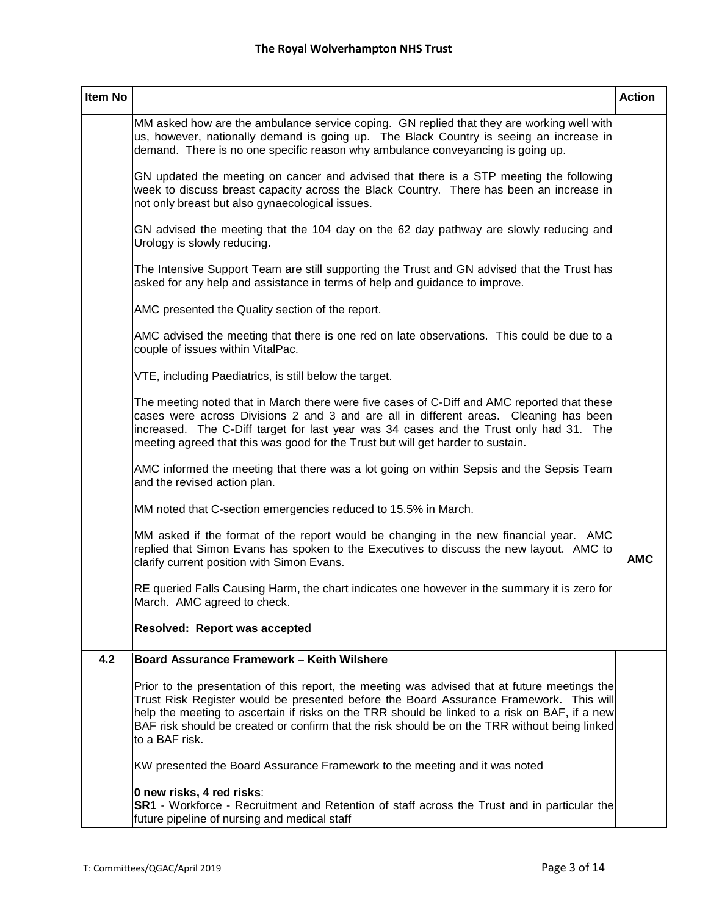| Item No | | Action |
|---|---|---|
| | MM asked how are the ambulance service coping. GN replied that they are working well with us, however, nationally demand is going up. The Black Country is seeing an increase in demand. There is no one specific reason why ambulance conveyancing is going up.<br><br>GN updated the meeting on cancer and advised that there is a STP meeting the following week to discuss breast capacity across the Black Country. There has been an increase in not only breast but also gynaecological issues.<br><br>GN advised the meeting that the 104 day on the 62 day pathway are slowly reducing and Urology is slowly reducing.<br><br>The Intensive Support Team are still supporting the Trust and GN advised that the Trust has asked for any help and assistance in terms of help and guidance to improve.<br><br>AMC presented the Quality section of the report.<br><br>AMC advised the meeting that there is one red on late observations. This could be due to a couple of issues within VitalPac.<br><br>VTE, including Paediatrics, is still below the target.<br><br>The meeting noted that in March there were five cases of C-Diff and AMC reported that these cases were across Divisions 2 and 3 and are all in different areas. Cleaning has been increased. The C-Diff target for last year was 34 cases and the Trust only had 31. The meeting agreed that this was good for the Trust but will get harder to sustain.<br><br>AMC informed the meeting that there was a lot going on within Sepsis and the Sepsis Team and the revised action plan.<br><br>MM noted that C-section emergencies reduced to 15.5% in March.<br><br>MM asked if the format of the report would be changing in the new financial year. AMC replied that Simon Evans has spoken to the Executives to discuss the new layout. AMC to clarify current position with Simon Evans.<br><br>RE queried Falls Causing Harm, the chart indicates one however in the summary it is zero for March. AMC agreed to check.<br><br>**Resolved: Report was accepted** | **AMC** |
| **4.2** | **Board Assurance Framework – Keith Wilshere**<br><br>Prior to the presentation of this report, the meeting was advised that at future meetings the Trust Risk Register would be presented before the Board Assurance Framework. This will help the meeting to ascertain if risks on the TRR should be linked to a risk on BAF, if a new BAF risk should be created or confirm that the risk should be on the TRR without being linked to a BAF risk.<br><br>KW presented the Board Assurance Framework to the meeting and it was noted<br><br>**0 new risks, 4 red risks**:<br>**SR1** - Workforce - Recruitment and Retention of staff across the Trust and in particular the future pipeline of nursing and medical staff | |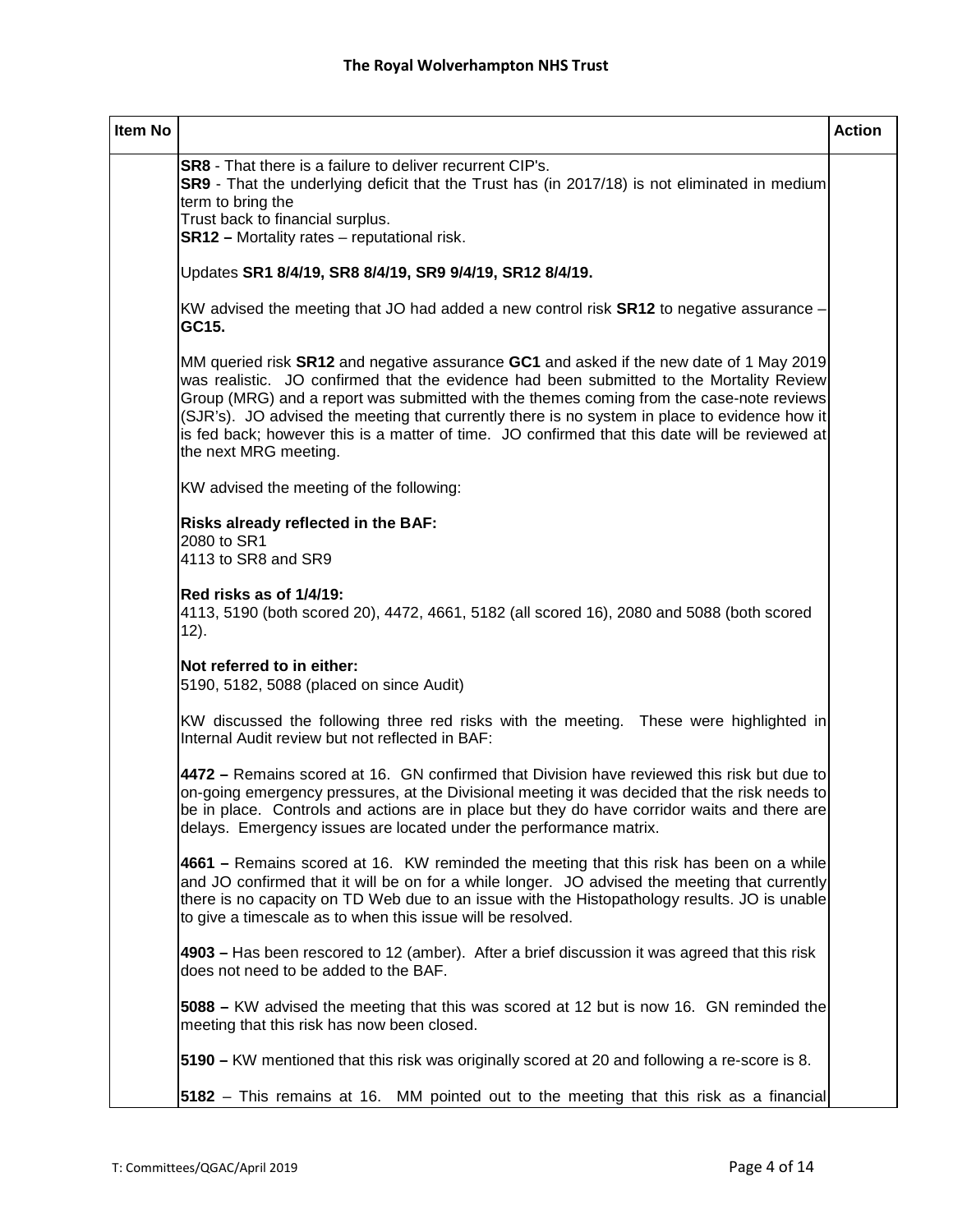| Item No | | Action |
|---|---|---|
| | **SR8** - That there is a failure to deliver recurrent CIP's.<br>**SR9** - That the underlying deficit that the Trust has (in 2017/18) is not eliminated in medium term to bring the<br>Trust back to financial surplus.<br>**SR12 –** Mortality rates – reputational risk.<br><br>Updates **SR1 8/4/19, SR8 8/4/19, SR9 9/4/19, SR12 8/4/19.**<br><br>KW advised the meeting that JO had added a new control risk **SR12** to negative assurance – **GC15.**<br><br>MM queried risk **SR12** and negative assurance **GC1** and asked if the new date of 1 May 2019 was realistic. JO confirmed that the evidence had been submitted to the Mortality Review Group (MRG) and a report was submitted with the themes coming from the case-note reviews (SJR's). JO advised the meeting that currently there is no system in place to evidence how it is fed back; however this is a matter of time. JO confirmed that this date will be reviewed at the next MRG meeting.<br><br>KW advised the meeting of the following:<br><br>**Risks already reflected in the BAF:**<br>2080 to SR1<br>4113 to SR8 and SR9<br><br>**Red risks as of 1/4/19:**<br>4113, 5190 (both scored 20), 4472, 4661, 5182 (all scored 16), 2080 and 5088 (both scored 12).<br><br>**Not referred to in either:**<br>5190, 5182, 5088 (placed on since Audit)<br><br>KW discussed the following three red risks with the meeting. These were highlighted in Internal Audit review but not reflected in BAF:<br><br>**4472 –** Remains scored at 16. GN confirmed that Division have reviewed this risk but due to on-going emergency pressures, at the Divisional meeting it was decided that the risk needs to be in place. Controls and actions are in place but they do have corridor waits and there are delays. Emergency issues are located under the performance matrix.<br><br>**4661 –** Remains scored at 16. KW reminded the meeting that this risk has been on a while and JO confirmed that it will be on for a while longer. JO advised the meeting that currently there is no capacity on TD Web due to an issue with the Histopathology results. JO is unable to give a timescale as to when this issue will be resolved.<br><br>**4903 –** Has been rescored to 12 (amber). After a brief discussion it was agreed that this risk does not need to be added to the BAF.<br><br>**5088 –** KW advised the meeting that this was scored at 12 but is now 16. GN reminded the meeting that this risk has now been closed.<br><br>**5190 –** KW mentioned that this risk was originally scored at 20 and following a re-score is 8.<br><br>**5182** – This remains at 16. MM pointed out to the meeting that this risk as a financial | |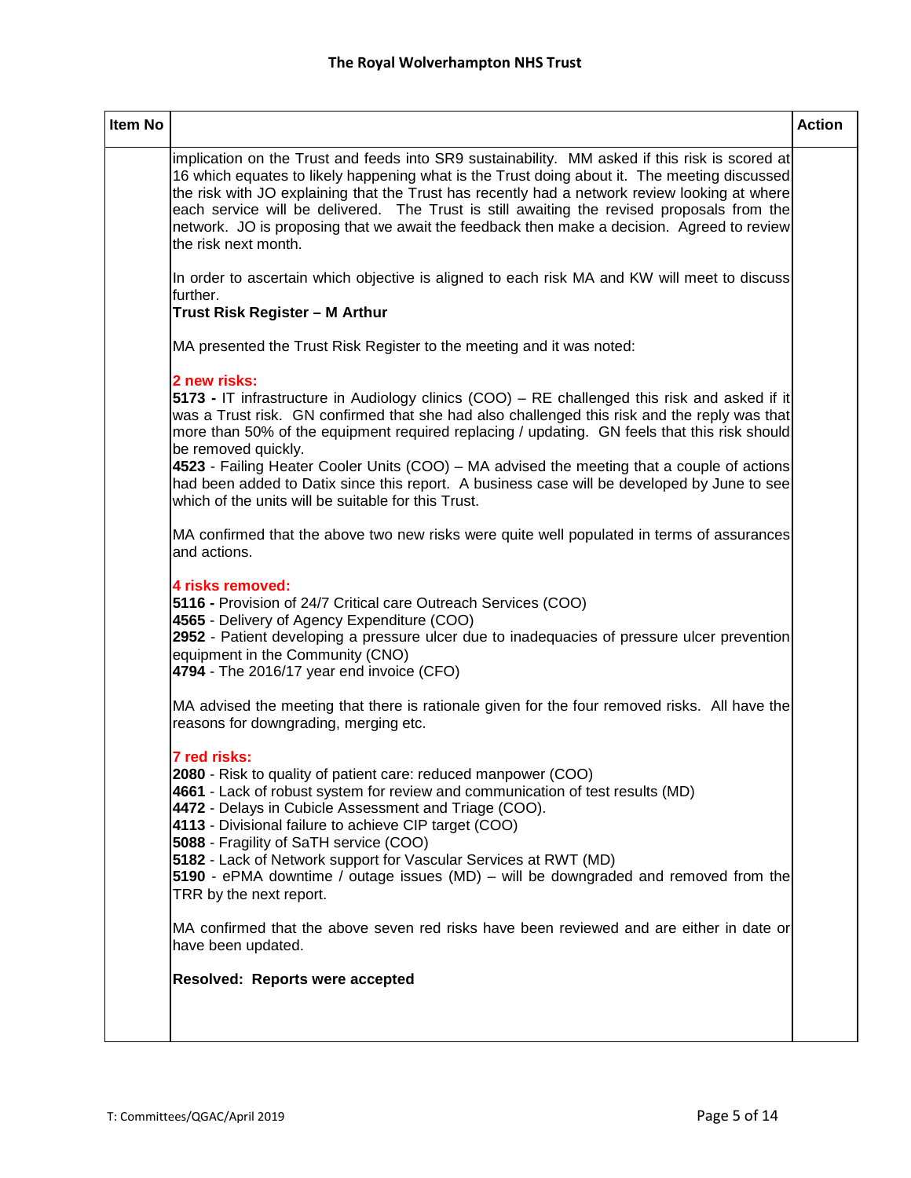| Item No | | Action |
|---|---|---|
| | implication on the Trust and feeds into SR9 sustainability. MM asked if this risk is scored at 16 which equates to likely happening what is the Trust doing about it. The meeting discussed the risk with JO explaining that the Trust has recently had a network review looking at where each service will be delivered. The Trust is still awaiting the revised proposals from the network. JO is proposing that we await the feedback then make a decision. Agreed to review the risk next month.<br><br>In order to ascertain which objective is aligned to each risk MA and KW will meet to discuss further.<br>**Trust Risk Register – M Arthur**<br><br>MA presented the Trust Risk Register to the meeting and it was noted:<br><br>**2 new risks:**<br>**5173 -** IT infrastructure in Audiology clinics (COO) – RE challenged this risk and asked if it was a Trust risk. GN confirmed that she had also challenged this risk and the reply was that more than 50% of the equipment required replacing / updating. GN feels that this risk should be removed quickly.<br>**4523** - Failing Heater Cooler Units (COO) – MA advised the meeting that a couple of actions had been added to Datix since this report. A business case will be developed by June to see which of the units will be suitable for this Trust.<br><br>MA confirmed that the above two new risks were quite well populated in terms of assurances and actions.<br><br>**4 risks removed:**<br>**5116 -** Provision of 24/7 Critical care Outreach Services (COO)<br>**4565** - Delivery of Agency Expenditure (COO)<br>**2952** - Patient developing a pressure ulcer due to inadequacies of pressure ulcer prevention equipment in the Community (CNO)<br>**4794** - The 2016/17 year end invoice (CFO)<br><br>MA advised the meeting that there is rationale given for the four removed risks. All have the reasons for downgrading, merging etc.<br><br>**7 red risks:**<br>**2080** - Risk to quality of patient care: reduced manpower (COO)<br>**4661** - Lack of robust system for review and communication of test results (MD)<br>**4472** - Delays in Cubicle Assessment and Triage (COO).<br>**4113** - Divisional failure to achieve CIP target (COO)<br>**5088** - Fragility of SaTH service (COO)<br>**5182** - Lack of Network support for Vascular Services at RWT (MD)<br>**5190** - ePMA downtime / outage issues (MD) – will be downgraded and removed from the TRR by the next report.<br><br>MA confirmed that the above seven red risks have been reviewed and are either in date or have been updated.<br><br>**Resolved: Reports were accepted** | |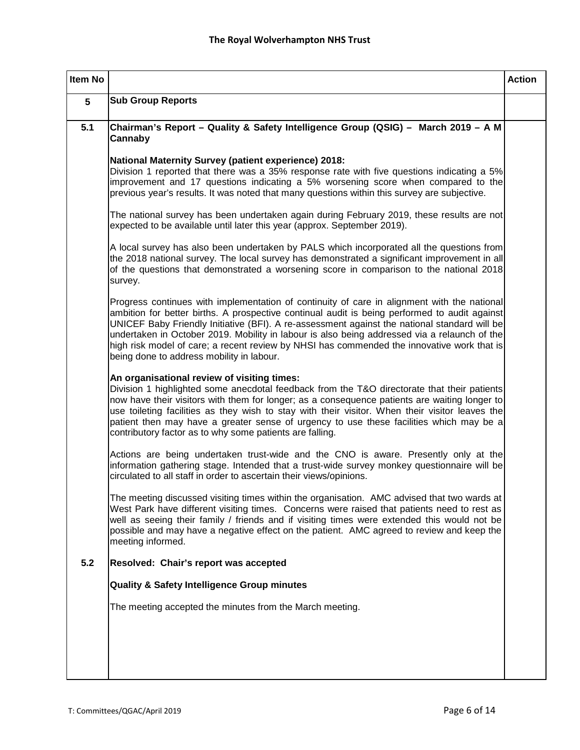| Item No | | Action |
|---|---|---|
| **5** | **Sub Group Reports** | |
| **5.1** | **Chairman's Report – Quality & Safety Intelligence Group (QSIG) – March 2019 – A M Cannaby**<br><br>**National Maternity Survey (patient experience) 2018:**<br>Division 1 reported that there was a 35% response rate with five questions indicating a 5% improvement and 17 questions indicating a 5% worsening score when compared to the previous year's results. It was noted that many questions within this survey are subjective.<br><br>The national survey has been undertaken again during February 2019, these results are not expected to be available until later this year (approx. September 2019).<br><br>A local survey has also been undertaken by PALS which incorporated all the questions from the 2018 national survey. The local survey has demonstrated a significant improvement in all of the questions that demonstrated a worsening score in comparison to the national 2018 survey.<br><br>Progress continues with implementation of continuity of care in alignment with the national ambition for better births. A prospective continual audit is being performed to audit against UNICEF Baby Friendly Initiative (BFI). A re-assessment against the national standard will be undertaken in October 2019. Mobility in labour is also being addressed via a relaunch of the high risk model of care; a recent review by NHSI has commended the innovative work that is being done to address mobility in labour.<br><br>**An organisational review of visiting times:**<br>Division 1 highlighted some anecdotal feedback from the T&O directorate that their patients now have their visitors with them for longer; as a consequence patients are waiting longer to use toileting facilities as they wish to stay with their visitor. When their visitor leaves the patient then may have a greater sense of urgency to use these facilities which may be a contributory factor as to why some patients are falling.<br><br>Actions are being undertaken trust-wide and the CNO is aware. Presently only at the information gathering stage. Intended that a trust-wide survey monkey questionnaire will be circulated to all staff in order to ascertain their views/opinions.<br><br>The meeting discussed visiting times within the organisation. AMC advised that two wards at West Park have different visiting times. Concerns were raised that patients need to rest as well as seeing their family / friends and if visiting times were extended this would not be possible and may have a negative effect on the patient. AMC agreed to review and keep the meeting informed. | |
| **5.2** | **Resolved: Chair's report was accepted**<br><br>**Quality & Safety Intelligence Group minutes**<br><br>The meeting accepted the minutes from the March meeting. | |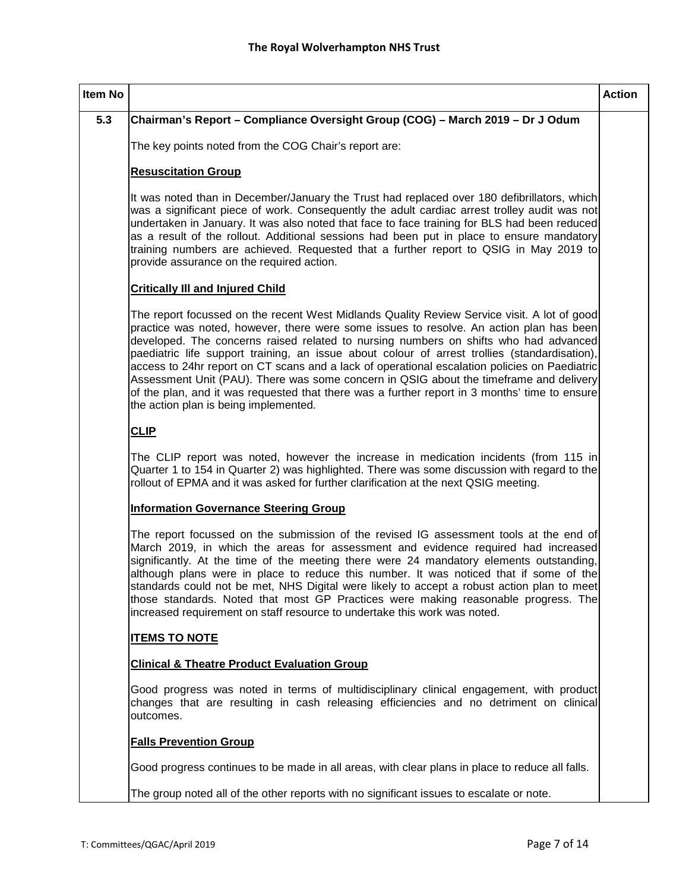| Item No | | Action |
|---|---|---|
| 5.3 | **Chairman's Report – Compliance Oversight Group (COG) – March 2019 – Dr J Odum**<br><br>The key points noted from the COG Chair's report are:<br><br>**Resuscitation Group**<br><br>It was noted than in December/January the Trust had replaced over 180 defibrillators, which was a significant piece of work. Consequently the adult cardiac arrest trolley audit was not undertaken in January. It was also noted that face to face training for BLS had been reduced as a result of the rollout. Additional sessions had been put in place to ensure mandatory training numbers are achieved. Requested that a further report to QSIG in May 2019 to provide assurance on the required action.<br><br>**Critically Ill and Injured Child**<br><br>The report focussed on the recent West Midlands Quality Review Service visit. A lot of good practice was noted, however, there were some issues to resolve. An action plan has been developed. The concerns raised related to nursing numbers on shifts who had advanced paediatric life support training, an issue about colour of arrest trolleys (standardisation), access to 24hr report on CT scans and a lack of operational escalation policies on Paediatric Assessment Unit (PAU). There was some concern in QSIG about the timeframe and delivery of the plan, and it was requested that there was a further report in 3 months' time to ensure the action plan is being implemented.<br><br>**CLIP**<br><br>The CLIP report was noted, however the increase in medication incidents (from 115 in Quarter 1 to 154 in Quarter 2) was highlighted. There was some discussion with regard to the rollout of EPMA and it was asked for further clarification at the next QSIG meeting.<br><br>**Information Governance Steering Group**<br><br>The report focussed on the submission of the revised IG assessment tools at the end of March 2019, in which the areas for assessment and evidence required had increased significantly. At the time of the meeting there were 24 mandatory elements outstanding, although plans were in place to reduce this number. It was noticed that if some of the standards could not be met, NHS Digital were likely to accept a robust action plan to meet those standards. Noted that most GP Practices were making reasonable progress. The increased requirement on staff resource to undertake this work was noted.<br><br>**ITEMS TO NOTE**<br><br>**Clinical & Theatre Product Evaluation Group**<br><br>Good progress was noted in terms of multidisciplinary clinical engagement, with product changes that are resulting in cash releasing efficiencies and no detriment on clinical outcomes.<br><br>**Falls Prevention Group**<br><br>Good progress continues to be made in all areas, with clear plans in place to reduce all falls.<br><br>The group noted all of the other reports with no significant issues to escalate or note. | |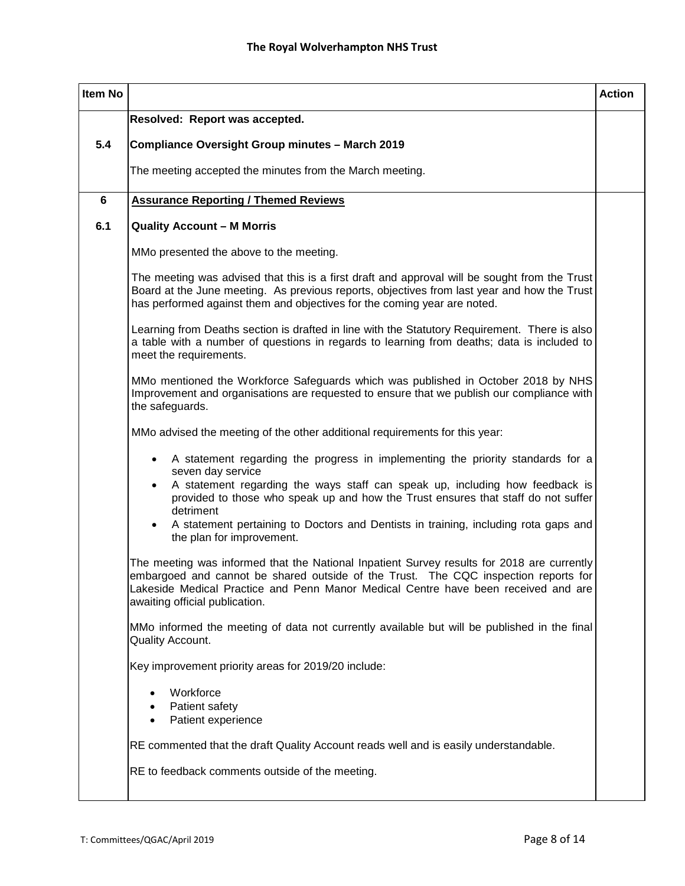| Item No | | Action |
|---|---|---|
| | **Resolved: Report was accepted.** | |
| **5.4** | **Compliance Oversight Group minutes – March 2019**<br><br>The meeting accepted the minutes from the March meeting. | |
| **6** | **<u>Assurance Reporting / Themed Reviews</u>** | |
| **6.1** | **Quality Account – M Morris**<br><br>MMo presented the above to the meeting.<br><br>The meeting was advised that this is a first draft and approval will be sought from the Trust Board at the June meeting. As previous reports, objectives from last year and how the Trust has performed against them and objectives for the coming year are noted.<br><br>Learning from Deaths section is drafted in line with the Statutory Requirement. There is also a table with a number of questions in regards to learning from deaths; data is included to meet the requirements.<br><br>MMo mentioned the Workforce Safeguards which was published in October 2018 by NHS Improvement and organisations are requested to ensure that we publish our compliance with the safeguards.<br><br>MMo advised the meeting of the other additional requirements for this year:<br><br>• A statement regarding the progress in implementing the priority standards for a seven day service<br>• A statement regarding the ways staff can speak up, including how feedback is provided to those who speak up and how the Trust ensures that staff do not suffer detriment<br>• A statement pertaining to Doctors and Dentists in training, including rota gaps and the plan for improvement.<br><br>The meeting was informed that the National Inpatient Survey results for 2018 are currently embargoed and cannot be shared outside of the Trust. The CQC inspection reports for Lakeside Medical Practice and Penn Manor Medical Centre have been received and are awaiting official publication.<br><br>MMo informed the meeting of data not currently available but will be published in the final Quality Account.<br><br>Key improvement priority areas for 2019/20 include:<br><br>• Workforce<br>• Patient safety<br>• Patient experience<br><br>RE commented that the draft Quality Account reads well and is easily understandable.<br><br>RE to feedback comments outside of the meeting. | |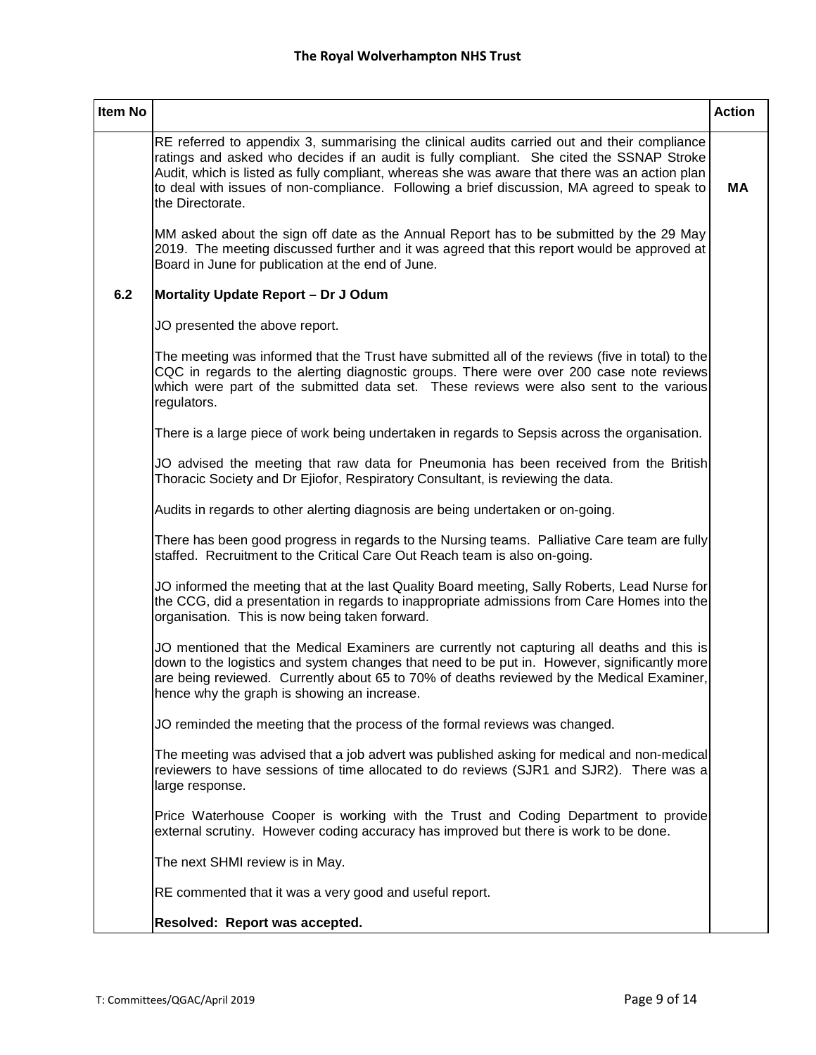| Item No | | Action |
|---|---|---|
| | RE referred to appendix 3, summarising the clinical audits carried out and their compliance ratings and asked who decides if an audit is fully compliant. She cited the SSNAP Stroke Audit, which is listed as fully compliant, whereas she was aware that there was an action plan to deal with issues of non-compliance. Following a brief discussion, MA agreed to speak to the Directorate.<br><br>MM asked about the sign off date as the Annual Report has to be submitted by the 29 May 2019. The meeting discussed further and it was agreed that this report would be approved at Board in June for publication at the end of June. | **MA** |
| **6.2** | **Mortality Update Report – Dr J Odum**<br><br>JO presented the above report.<br><br>The meeting was informed that the Trust have submitted all of the reviews (five in total) to the CQC in regards to the alerting diagnostic groups. There were over 200 case note reviews which were part of the submitted data set. These reviews were also sent to the various regulators.<br><br>There is a large piece of work being undertaken in regards to Sepsis across the organisation.<br><br>JO advised the meeting that raw data for Pneumonia has been received from the British Thoracic Society and Dr Ejiofor, Respiratory Consultant, is reviewing the data.<br><br>Audits in regards to other alerting diagnosis are being undertaken or on-going.<br><br>There has been good progress in regards to the Nursing teams. Palliative Care team are fully staffed. Recruitment to the Critical Care Out Reach team is also on-going.<br><br>JO informed the meeting that at the last Quality Board meeting, Sally Roberts, Lead Nurse for the CCG, did a presentation in regards to inappropriate admissions from Care Homes into the organisation. This is now being taken forward.<br><br>JO mentioned that the Medical Examiners are currently not capturing all deaths and this is down to the logistics and system changes that need to be put in. However, significantly more are being reviewed. Currently about 65 to 70% of deaths reviewed by the Medical Examiner, hence why the graph is showing an increase.<br><br>JO reminded the meeting that the process of the formal reviews was changed.<br><br>The meeting was advised that a job advert was published asking for medical and non-medical reviewers to have sessions of time allocated to do reviews (SJR1 and SJR2). There was a large response.<br><br>Price Waterhouse Cooper is working with the Trust and Coding Department to provide external scrutiny. However coding accuracy has improved but there is work to be done.<br><br>The next SHMI review is in May.<br><br>RE commented that it was a very good and useful report.<br><br>**Resolved: Report was accepted.** | |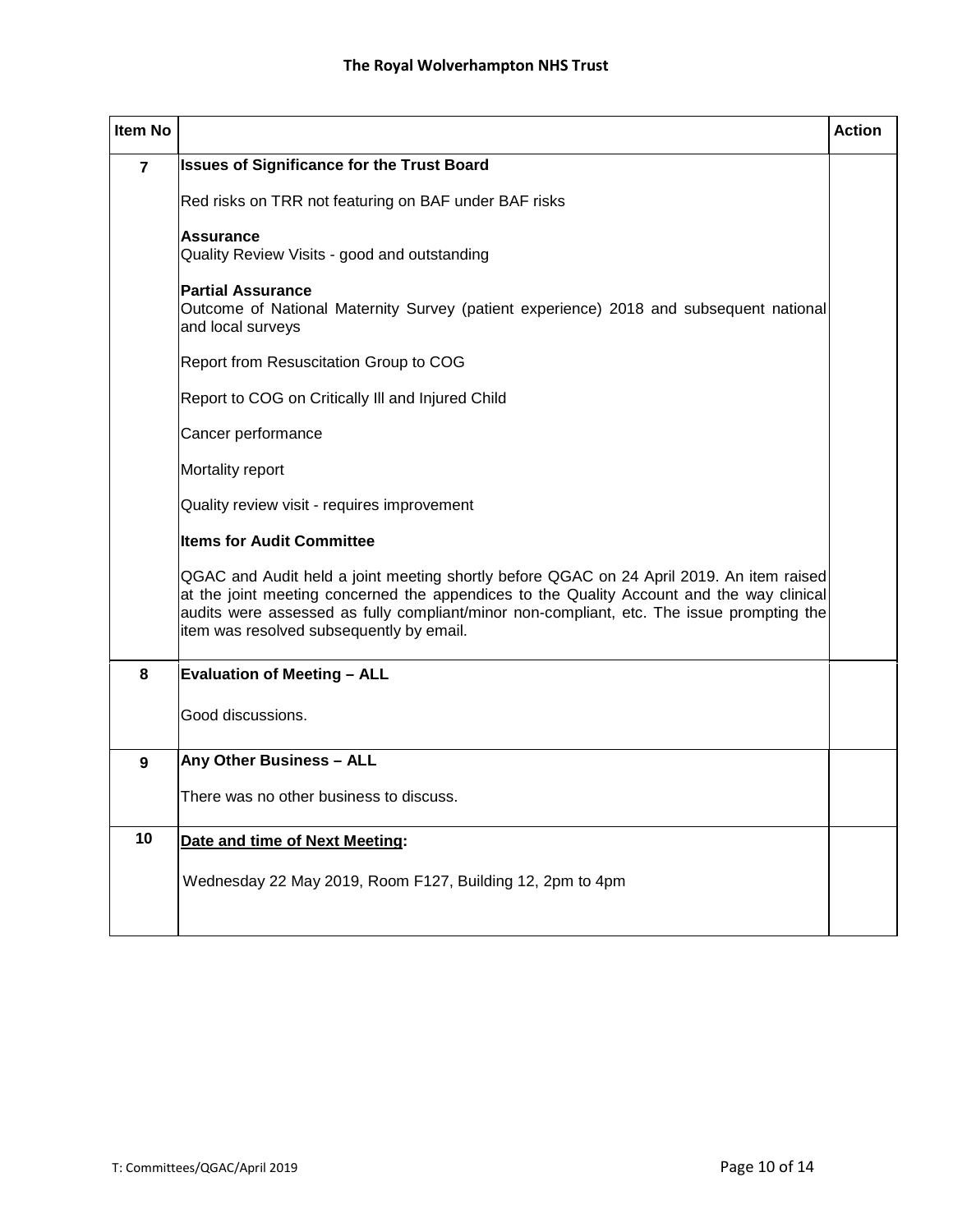| Item No | | Action |
|---|---|---|
| 7 | **Issues of Significance for the Trust Board**<br><br>Red risks on TRR not featuring on BAF under BAF risks<br><br>**Assurance**<br>Quality Review Visits - good and outstanding<br><br>**Partial Assurance**<br>Outcome of National Maternity Survey (patient experience) 2018 and subsequent national and local surveys<br><br>Report from Resuscitation Group to COG<br><br>Report to COG on Critically Ill and Injured Child<br><br>Cancer performance<br><br>Mortality report<br><br>Quality review visit - requires improvement<br><br>**Items for Audit Committee**<br><br>QGAC and Audit held a joint meeting shortly before QGAC on 24 April 2019. An item raised at the joint meeting concerned the appendices to the Quality Account and the way clinical audits were assessed as fully compliant/minor non-compliant, etc. The issue prompting the item was resolved subsequently by email. | |
| 8 | **Evaluation of Meeting – ALL**<br><br>Good discussions. | |
| 9 | **Any Other Business – ALL**<br><br>There was no other business to discuss. | |
| 10 | **Date and time of Next Meeting:**<br><br>Wednesday 22 May 2019, Room F127, Building 12, 2pm to 4pm | |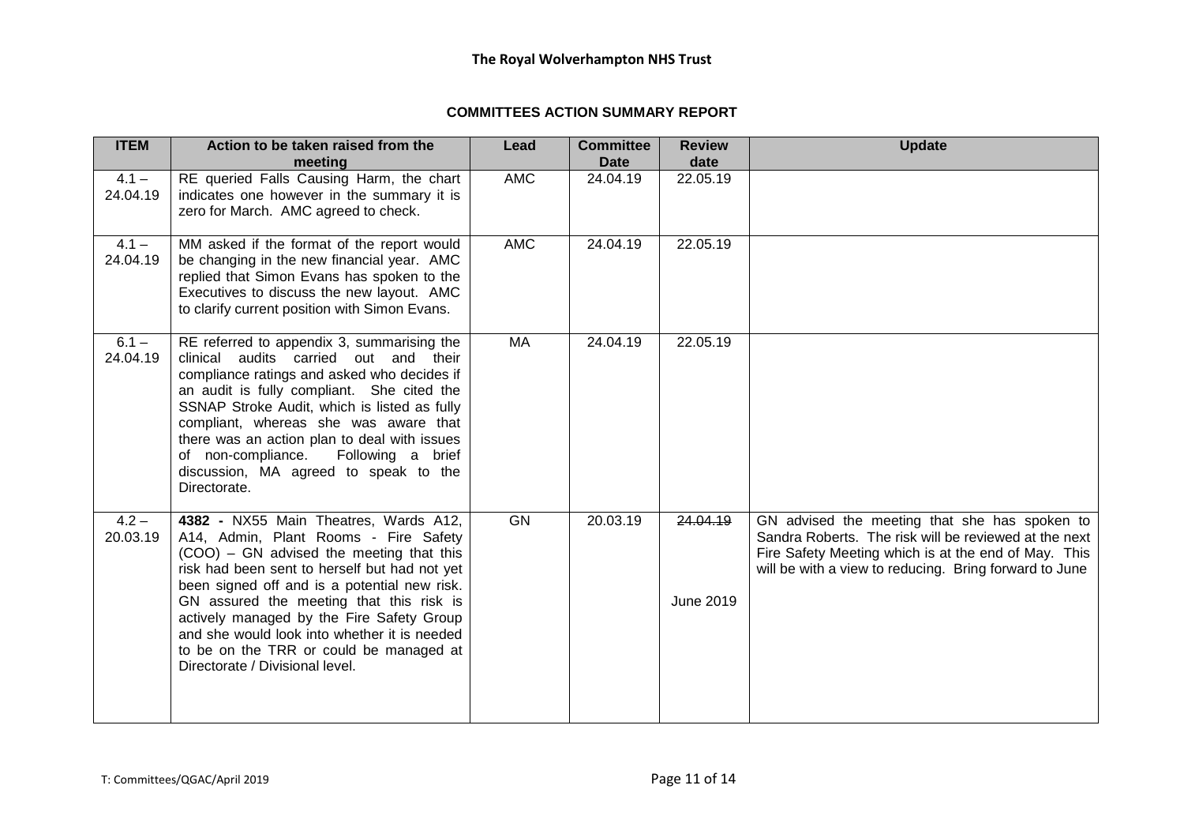**The Royal Wolverhampton NHS Trust**

**COMMITTEES ACTION SUMMARY REPORT**

| ITEM | Action to be taken raised from the meeting | Lead | Committee Date | Review date | Update |
|---|---|---|---|---|---|
| 4.1 – 24.04.19 | RE queried Falls Causing Harm, the chart indicates one however in the summary it is zero for March. AMC agreed to check. | AMC | 24.04.19 | 22.05.19 | |
| 4.1 – 24.04.19 | MM asked if the format of the report would be changing in the new financial year. AMC replied that Simon Evans has spoken to the Executives to discuss the new layout. AMC to clarify current position with Simon Evans. | AMC | 24.04.19 | 22.05.19 | |
| 6.1 – 24.04.19 | RE referred to appendix 3, summarising the clinical audits carried out and their compliance ratings and asked who decides if an audit is fully compliant. She cited the SSNAP Stroke Audit, which is listed as fully compliant, whereas she was aware that there was an action plan to deal with issues of non-compliance. Following a brief discussion, MA agreed to speak to the Directorate. | MA | 24.04.19 | 22.05.19 | |
| 4.2 – 20.03.19 | **4382 -** NX55 Main Theatres, Wards A12, A14, Admin, Plant Rooms - Fire Safety (COO) – GN advised the meeting that this risk had been sent to herself but had not yet been signed off and is a potential new risk. GN assured the meeting that this risk is actively managed by the Fire Safety Group and she would look into whether it is needed to be on the TRR or could be managed at Directorate / Divisional level. | GN | 20.03.19 | ~~24.04.19~~ June 2019 | GN advised the meeting that she has spoken to Sandra Roberts. The risk will be reviewed at the next Fire Safety Meeting which is at the end of May. This will be with a view to reducing. Bring forward to June |

T: Committees/QGAC/April 2019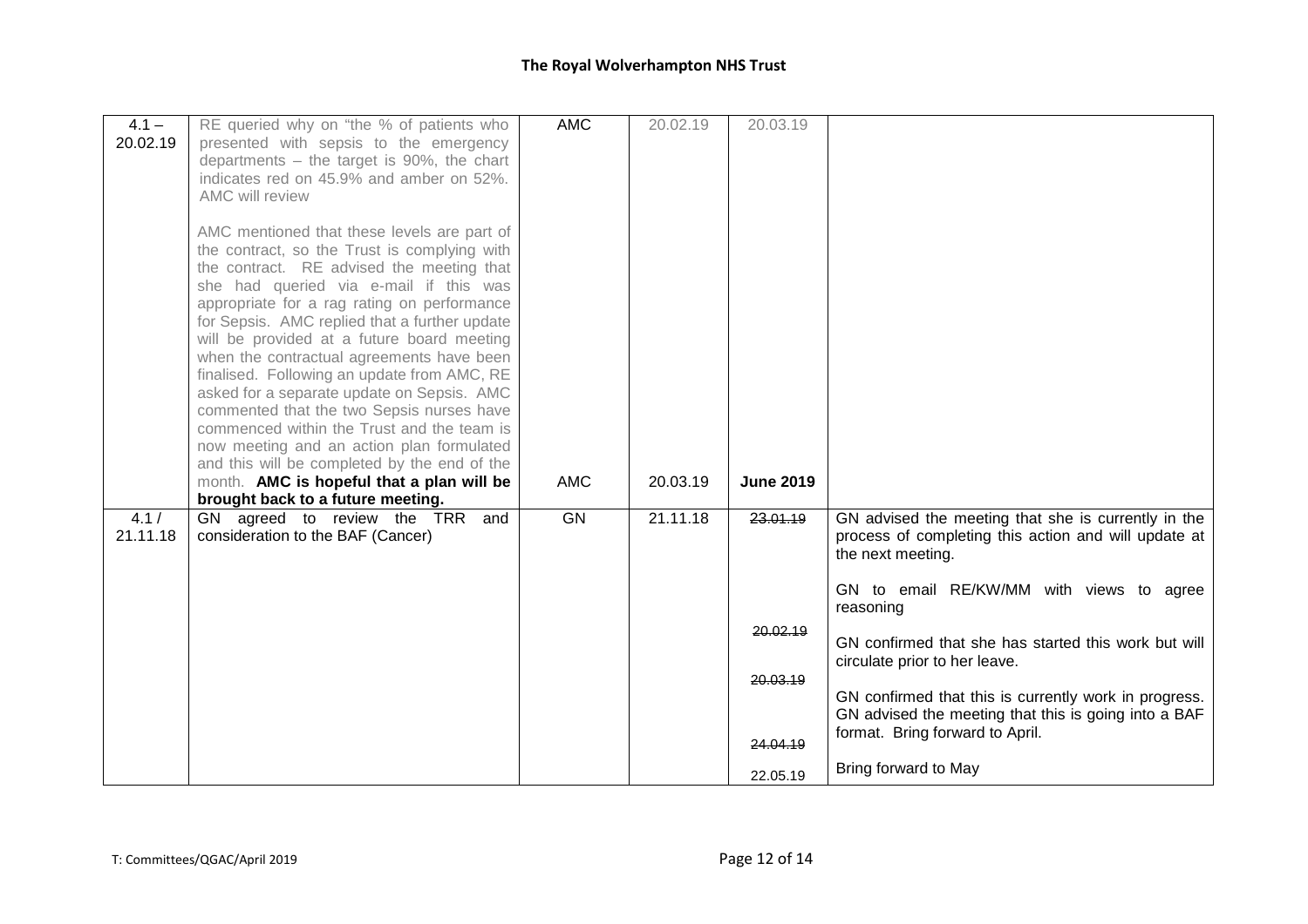| | | | | | |
|---|---|---|---|---|---|
| 4.1 – 20.02.19 | RE queried why on "the % of patients who presented with sepsis to the emergency departments – the target is 90%, the chart indicates red on 45.9% and amber on 52%. AMC will review<br><br>AMC mentioned that these levels are part of the contract, so the Trust is complying with the contract. RE advised the meeting that she had queried via e-mail if this was appropriate for a rag rating on performance for Sepsis. AMC replied that a further update will be provided at a future board meeting when the contractual agreements have been finalised. Following an update from AMC, RE asked for a separate update on Sepsis. AMC commented that the two Sepsis nurses have commenced within the Trust and the team is now meeting and an action plan formulated and this will be completed by the end of the month. **AMC is hopeful that a plan will be brought back to a future meeting.** | AMC<br><br>AMC | 20.02.19<br><br>20.03.19 | 20.03.19<br><br>**June 2019** | |
| 4.1 / 21.11.18 | GN agreed to review the TRR and consideration to the BAF (Cancer) | GN | 21.11.18 | ~~23.01.19~~<br><br>~~20.02.19~~<br><br>~~20.03.19~~<br><br>~~24.04.19~~<br><br>22.05.19 | GN advised the meeting that she is currently in the process of completing this action and will update at the next meeting.<br><br>GN to email RE/KW/MM with views to agree reasoning<br><br>GN confirmed that she has started this work but will circulate prior to her leave.<br><br>GN confirmed that this is currently work in progress. GN advised the meeting that this is going into a BAF format. Bring forward to April.<br><br>Bring forward to May |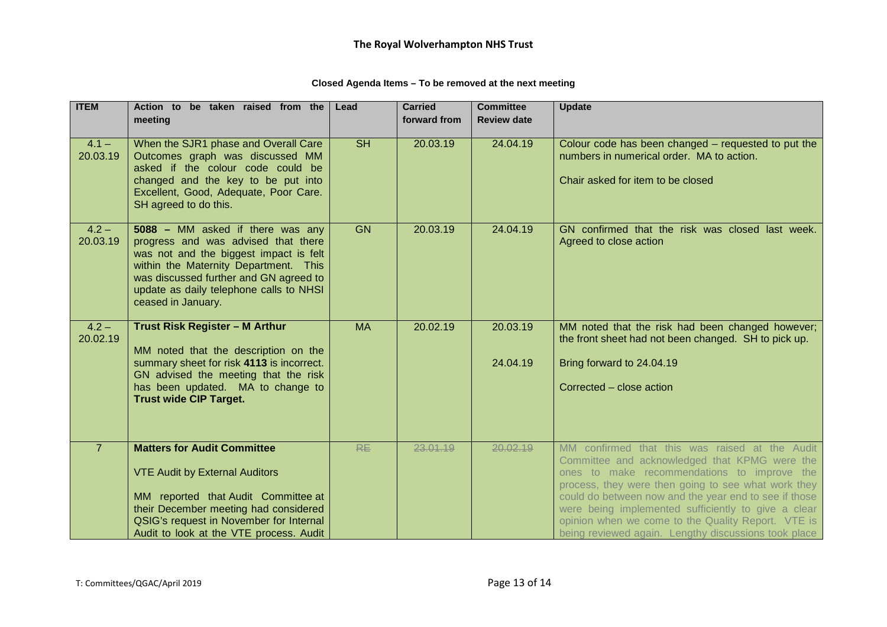# The Royal Wolverhampton NHS Trust

**Closed Agenda Items – To be removed at the next meeting**

| ITEM | Action to be taken raised from the meeting | Lead | Carried forward from | Committee Review date | Update |
|---|---|---|---|---|---|
| 4.1 – 20.03.19 | When the SJR1 phase and Overall Care Outcomes graph was discussed MM asked if the colour code could be changed and the key to be put into Excellent, Good, Adequate, Poor Care. SH agreed to do this. | SH | 20.03.19 | 24.04.19 | Colour code has been changed – requested to put the numbers in numerical order. MA to action.<br><br>Chair asked for item to be closed |
| 4.2 – 20.03.19 | **5088 –** MM asked if there was any progress and was advised that there was not and the biggest impact is felt within the Maternity Department. This was discussed further and GN agreed to update as daily telephone calls to NHSI ceased in January. | GN | 20.03.19 | 24.04.19 | GN confirmed that the risk was closed last week. Agreed to close action |
| 4.2 – 20.02.19 | **Trust Risk Register – M Arthur**<br><br>MM noted that the description on the summary sheet for risk **4113** is incorrect. GN advised the meeting that the risk has been updated. MA to change to **Trust wide CIP Target.** | MA | 20.02.19 | 20.03.19<br><br>24.04.19 | MM noted that the risk had been changed however; the front sheet had not been changed. SH to pick up.<br><br>Bring forward to 24.04.19<br><br>Corrected – close action |
| 7 | **Matters for Audit Committee**<br><br>VTE Audit by External Auditors<br><br>MM reported that Audit Committee at their December meeting had considered QSIG's request in November for Internal Audit to look at the VTE process. Audit | ~~RE~~ | ~~23.01.19~~ | ~~20.02.19~~ | MM confirmed that this was raised at the Audit Committee and acknowledged that KPMG were the ones to make recommendations to improve the process, they were then going to see what work they could do between now and the year end to see if those were being implemented sufficiently to give a clear opinion when we come to the Quality Report. VTE is being reviewed again. Lengthy discussions took place |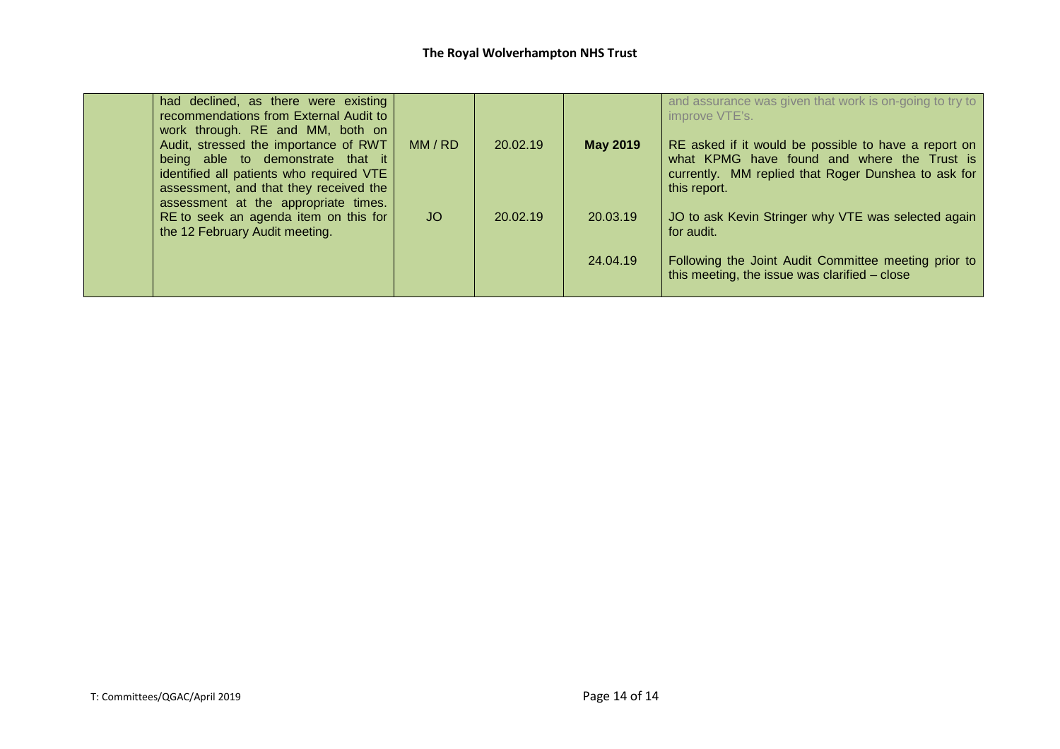| | | | | | |
|---|---|---|---|---|---|
| | had declined, as there were existing recommendations from External Audit to work through. RE and MM, both on Audit, stressed the importance of RWT being able to demonstrate that it identified all patients who required VTE assessment, and that they received the assessment at the appropriate times. RE to seek an agenda item on this for the 12 February Audit meeting. | MM / RD<br><br>JO | 20.02.19<br><br>20.02.19 | **May 2019**<br><br>20.03.19<br><br>24.04.19 | and assurance was given that work is on-going to try to improve VTE's.<br><br>RE asked if it would be possible to have a report on what KPMG have found and where the Trust is currently. MM replied that Roger Dunshea to ask for this report.<br><br>JO to ask Kevin Stringer why VTE was selected again for audit.<br><br>Following the Joint Audit Committee meeting prior to this meeting, the issue was clarified – close |

T: Committees/QGAC/April 2019